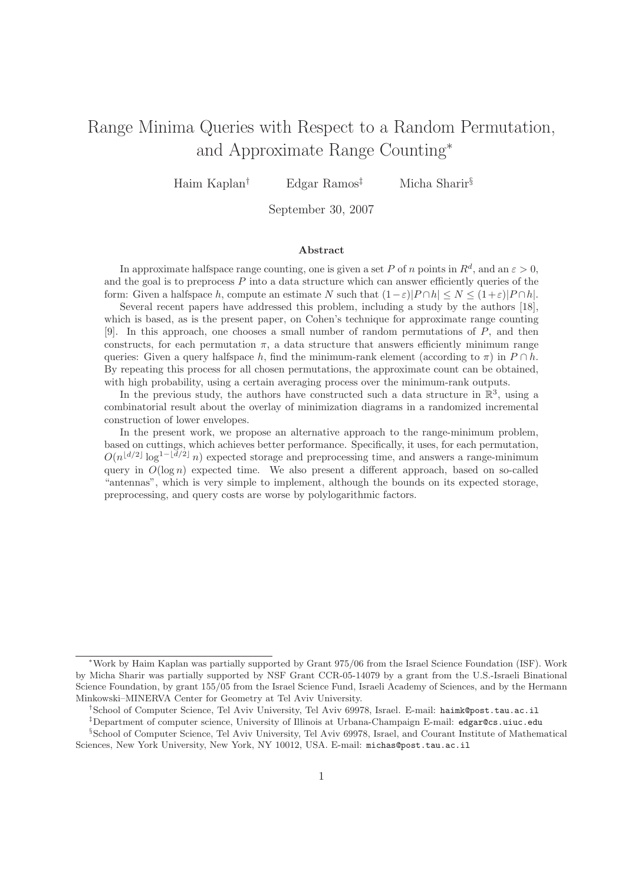# Range Minima Queries with Respect to a Random Permutation, and Approximate Range Counting*

Haim Kaplan† Edgar Ramos‡ Micha Sharir§

September 30, 2007

### Abstract

In approximate halfspace range counting, one is given a set $P$ of $n$ points in $R^d$, and an $\varepsilon > 0$, and the goal is to preprocess $P$ into a data structure which can answer efficiently queries of the form: Given a halfspace $h$, compute an estimate $N$ such that $(1-\varepsilon)|P \cap h| \le N \le (1+\varepsilon)|P \cap h|$.

Several recent papers have addressed this problem, including a study by the authors [18], which is based, as is the present paper, on Cohen's technique for approximate range counting [9]. In this approach, one chooses a small number of random permutations of $P$, and then constructs, for each permutation $\pi$, a data structure that answers efficiently minimum range queries: Given a query halfspace $h$, find the minimum-rank element (according to $\pi$) in $P \cap h$. By repeating this process for all chosen permutations, the approximate count can be obtained, with high probability, using a certain averaging process over the minimum-rank outputs.

In the previous study, the authors have constructed such a data structure in $\mathbb{R}^3$, using a combinatorial result about the overlay of minimization diagrams in a randomized incremental construction of lower envelopes.

In the present work, we propose an alternative approach to the range-minimum problem, based on cuttings, which achieves better performance. Specifically, it uses, for each permutation, $O(n^{\lfloor d/2 \rfloor} \log^{1-\lfloor d/2 \rfloor} n)$ expected storage and preprocessing time, and answers a range-minimum query in $O(\log n)$ expected time. We also present a different approach, based on so-called "antennas", which is very simple to implement, although the bounds on its expected storage, preprocessing, and query costs are worse by polylogarithmic factors.

---

*Work by Haim Kaplan was partially supported by Grant 975/06 from the Israel Science Foundation (ISF). Work by Micha Sharir was partially supported by NSF Grant CCR-05-14079 by a grant from the U.S.-Israeli Binational Science Foundation, by grant 155/05 from the Israel Science Fund, Israeli Academy of Sciences, and by the Hermann Minkowski–MINERVA Center for Geometry at Tel Aviv University.

†School of Computer Science, Tel Aviv University, Tel Aviv 69978, Israel. E-mail: haimk@post.tau.ac.il

‡Department of computer science, University of Illinois at Urbana-Champaign E-mail: edgar@cs.uiuc.edu

§School of Computer Science, Tel Aviv University, Tel Aviv 69978, Israel, and Courant Institute of Mathematical Sciences, New York University, New York, NY 10012, USA. E-mail: michas@post.tau.ac.il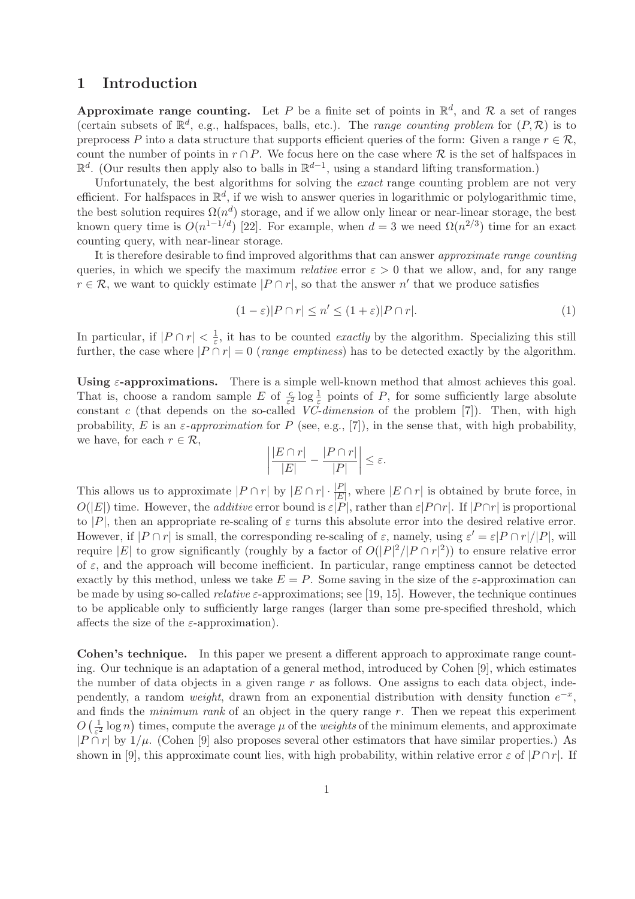# 1 Introduction

**Approximate range counting.** Let $P$ be a finite set of points in $\mathbb{R}^d$, and $\mathcal{R}$ a set of ranges (certain subsets of $\mathbb{R}^d$, e.g., halfspaces, balls, etc.). The *range counting problem* for $(P, \mathcal{R})$ is to preprocess $P$ into a data structure that supports efficient queries of the form: Given a range $r \in \mathcal{R}$, count the number of points in $r \cap P$. We focus here on the case where $\mathcal{R}$ is the set of halfspaces in $\mathbb{R}^d$. (Our results then apply also to balls in $\mathbb{R}^{d-1}$, using a standard lifting transformation.)

Unfortunately, the best algorithms for solving the *exact* range counting problem are not very efficient. For halfspaces in $\mathbb{R}^d$, if we wish to answer queries in logarithmic or polylogarithmic time, the best solution requires $\Omega(n^d)$ storage, and if we allow only linear or near-linear storage, the best known query time is $O(n^{1-1/d})$ [22]. For example, when $d = 3$ we need $\Omega(n^{2/3})$ time for an exact counting query, with near-linear storage.

It is therefore desirable to find improved algorithms that can answer *approximate range counting* queries, in which we specify the maximum *relative* error $\varepsilon > 0$ that we allow, and, for any range $r \in \mathcal{R}$, we want to quickly estimate $|P \cap r|$, so that the answer $n'$ that we produce satisfies

$$(1 - \varepsilon)|P \cap r| \leq n' \leq (1 + \varepsilon)|P \cap r|. \tag{1}$$

In particular, if $|P \cap r| < \frac{1}{\varepsilon}$, it has to be counted *exactly* by the algorithm. Specializing this still further, the case where $|P \cap r| = 0$ (*range emptiness*) has to be detected exactly by the algorithm.

**Using $\varepsilon$-approximations.** There is a simple well-known method that almost achieves this goal. That is, choose a random sample $E$ of $\frac{c}{\varepsilon^2} \log \frac{1}{\varepsilon}$ points of $P$, for some sufficiently large absolute constant $c$ (that depends on the so-called *VC-dimension* of the problem [7]). Then, with high probability, $E$ is an $\varepsilon$-*approximation* for $P$ (see, e.g., [7]), in the sense that, with high probability, we have, for each $r \in \mathcal{R}$,

$$\left| \frac{|E \cap r|}{|E|} - \frac{|P \cap r|}{|P|} \right| \leq \varepsilon.$$

This allows us to approximate $|P \cap r|$ by $|E \cap r| \cdot \frac{|P|}{|E|}$, where $|E \cap r|$ is obtained by brute force, in $O(|E|)$ time. However, the *additive* error bound is $\varepsilon|P|$, rather than $\varepsilon|P \cap r|$. If $|P \cap r|$ is proportional to $|P|$, then an appropriate re-scaling of $\varepsilon$ turns this absolute error into the desired relative error. However, if $|P \cap r|$ is small, the corresponding re-scaling of $\varepsilon$, namely, using $\varepsilon' = \varepsilon|P \cap r|/|P|$, will require $|E|$ to grow significantly (roughly by a factor of $O(|P|^2/|P \cap r|^2)$) to ensure relative error of $\varepsilon$, and the approach will become inefficient. In particular, range emptiness cannot be detected exactly by this method, unless we take $E = P$. Some saving in the size of the $\varepsilon$-approximation can be made by using so-called *relative* $\varepsilon$-approximations; see [19, 15]. However, the technique continues to be applicable only to sufficiently large ranges (larger than some pre-specified threshold, which affects the size of the $\varepsilon$-approximation).

**Cohen's technique.** In this paper we present a different approach to approximate range counting. Our technique is an adaptation of a general method, introduced by Cohen [9], which estimates the number of data objects in a given range $r$ as follows. One assigns to each data object, independently, a random *weight*, drawn from an exponential distribution with density function $e^{-x}$, and finds the *minimum rank* of an object in the query range $r$. Then we repeat this experiment $O\left(\frac{1}{\varepsilon^2} \log n\right)$ times, compute the average $\mu$ of the *weights* of the minimum elements, and approximate $|P \cap r|$ by $1/\mu$. (Cohen [9] also proposes several other estimators that have similar properties.) As shown in [9], this approximate count lies, with high probability, within relative error $\varepsilon$ of $|P \cap r|$. If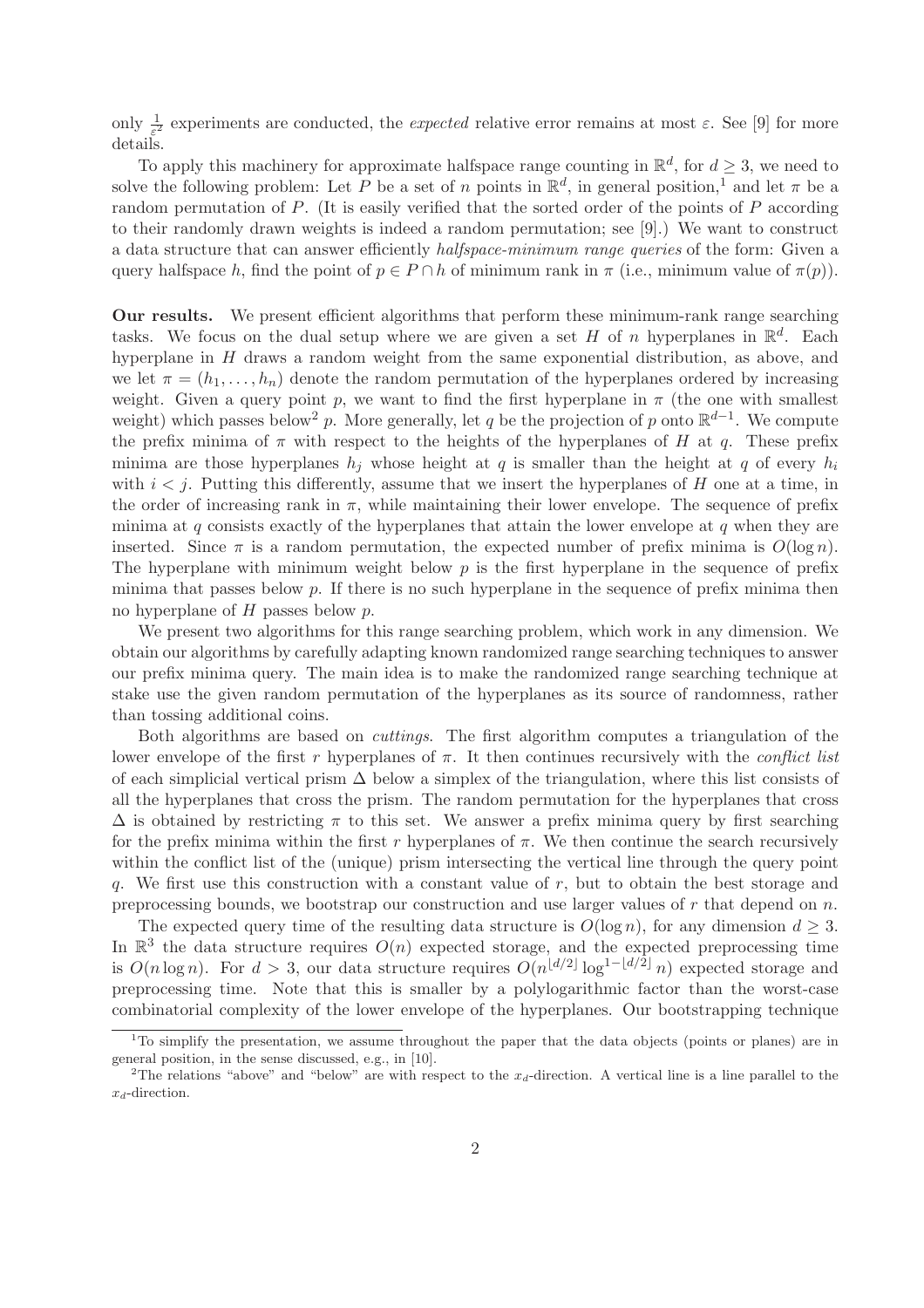only $\frac{1}{\varepsilon^2}$ experiments are conducted, the *expected* relative error remains at most $\varepsilon$. See [9] for more details.

To apply this machinery for approximate halfspace range counting in $\mathbb{R}^d$, for $d \geq 3$, we need to solve the following problem: Let $P$ be a set of $n$ points in $\mathbb{R}^d$, in general position,[1] and let $\pi$ be a random permutation of $P$. (It is easily verified that the sorted order of the points of $P$ according to their randomly drawn weights is indeed a random permutation; see [9].) We want to construct a data structure that can answer efficiently *halfspace-minimum range queries* of the form: Given a query halfspace $h$, find the point of $p \in P \cap h$ of minimum rank in $\pi$ (i.e., minimum value of $\pi(p)$).

**Our results.** We present efficient algorithms that perform these minimum-rank range searching tasks. We focus on the dual setup where we are given a set $H$ of $n$ hyperplanes in $\mathbb{R}^d$. Each hyperplane in $H$ draws a random weight from the same exponential distribution, as above, and we let $\pi = (h_1, \ldots, h_n)$ denote the random permutation of the hyperplanes ordered by increasing weight. Given a query point $p$, we want to find the first hyperplane in $\pi$ (the one with smallest weight) which passes below[2] $p$. More generally, let $q$ be the projection of $p$ onto $\mathbb{R}^{d-1}$. We compute the prefix minima of $\pi$ with respect to the heights of the hyperplanes of $H$ at $q$. These prefix minima are those hyperplanes $h_j$ whose height at $q$ is smaller than the height at $q$ of every $h_i$ with $i < j$. Putting this differently, assume that we insert the hyperplanes of $H$ one at a time, in the order of increasing rank in $\pi$, while maintaining their lower envelope. The sequence of prefix minima at $q$ consists exactly of the hyperplanes that attain the lower envelope at $q$ when they are inserted. Since $\pi$ is a random permutation, the expected number of prefix minima is $O(\log n)$. The hyperplane with minimum weight below $p$ is the first hyperplane in the sequence of prefix minima that passes below $p$. If there is no such hyperplane in the sequence of prefix minima then no hyperplane of $H$ passes below $p$.

We present two algorithms for this range searching problem, which work in any dimension. We obtain our algorithms by carefully adapting known randomized range searching techniques to answer our prefix minima query. The main idea is to make the randomized range searching technique at stake use the given random permutation of the hyperplanes as its source of randomness, rather than tossing additional coins.

Both algorithms are based on *cuttings*. The first algorithm computes a triangulation of the lower envelope of the first $r$ hyperplanes of $\pi$. It then continues recursively with the *conflict list* of each simplicial vertical prism $\Delta$ below a simplex of the triangulation, where this list consists of all the hyperplanes that cross the prism. The random permutation for the hyperplanes that cross $\Delta$ is obtained by restricting $\pi$ to this set. We answer a prefix minima query by first searching for the prefix minima within the first $r$ hyperplanes of $\pi$. We then continue the search recursively within the conflict list of the (unique) prism intersecting the vertical line through the query point $q$. We first use this construction with a constant value of $r$, but to obtain the best storage and preprocessing bounds, we bootstrap our construction and use larger values of $r$ that depend on $n$.

The expected query time of the resulting data structure is $O(\log n)$, for any dimension $d \geq 3$. In $\mathbb{R}^3$ the data structure requires $O(n)$ expected storage, and the expected preprocessing time is $O(n \log n)$. For $d > 3$, our data structure requires $O(n^{\lfloor d/2 \rfloor} \log^{1-\lfloor d/2 \rfloor} n)$ expected storage and preprocessing time. Note that this is smaller by a polylogarithmic factor than the worst-case combinatorial complexity of the lower envelope of the hyperplanes. Our bootstrapping technique

[1] To simplify the presentation, we assume throughout the paper that the data objects (points or planes) are in general position, in the sense discussed, e.g., in [10].

[2] The relations "above" and "below" are with respect to the $x_d$-direction. A vertical line is a line parallel to the $x_d$-direction.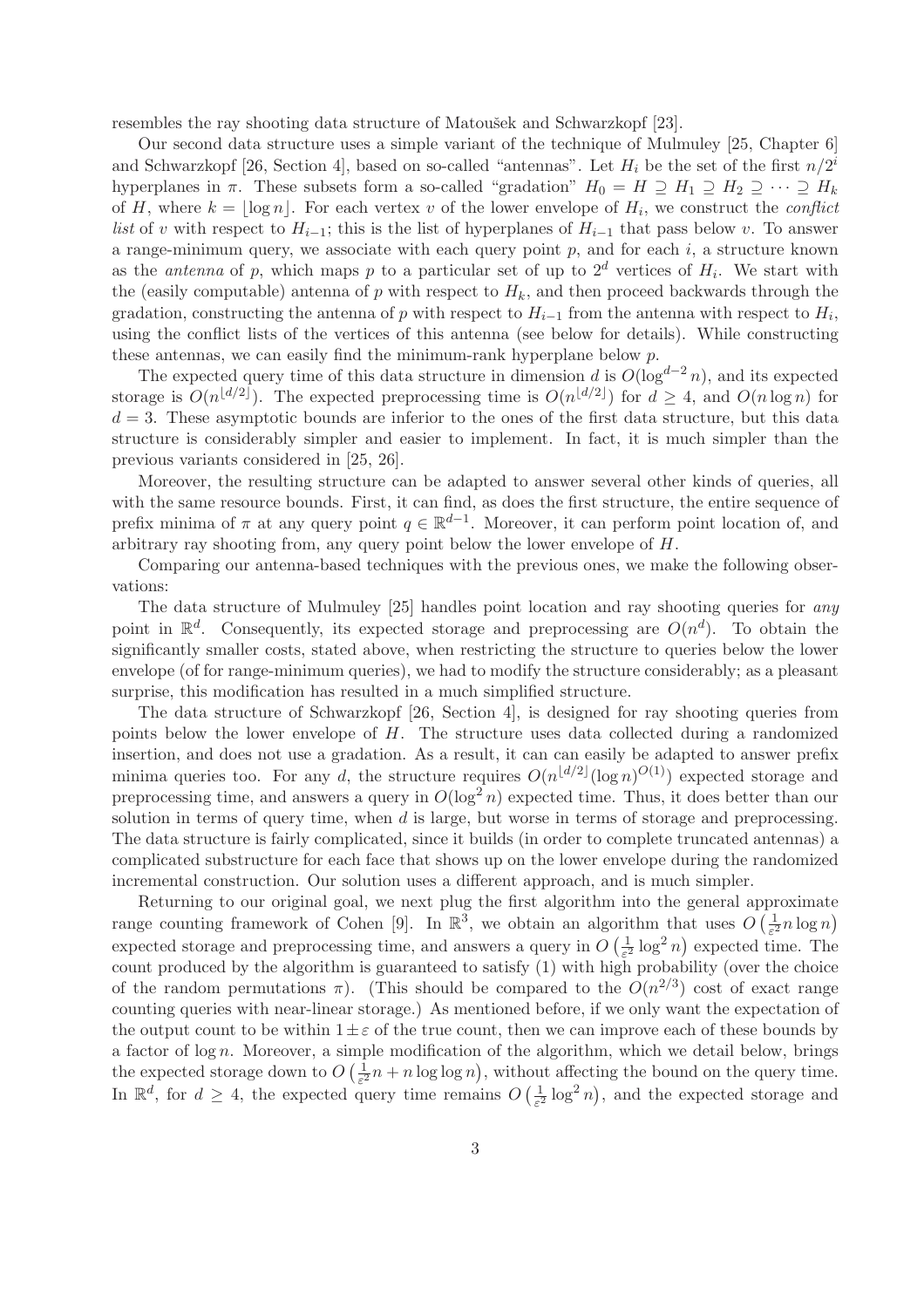resembles the ray shooting data structure of Matoušek and Schwarzkopf [23].

Our second data structure uses a simple variant of the technique of Mulmuley [25, Chapter 6] and Schwarzkopf [26, Section 4], based on so-called "antennas". Let $H_i$ be the set of the first $n/2^i$ hyperplanes in $\pi$. These subsets form a so-called "gradation" $H_0 = H \supseteq H_1 \supseteq H_2 \supseteq \cdots \supseteq H_k$ of $H$, where $k = \lfloor \log n \rfloor$. For each vertex $v$ of the lower envelope of $H_i$, we construct the *conflict list* of $v$ with respect to $H_{i-1}$; this is the list of hyperplanes of $H_{i-1}$ that pass below $v$. To answer a range-minimum query, we associate with each query point $p$, and for each $i$, a structure known as the *antenna* of $p$, which maps $p$ to a particular set of up to $2^d$ vertices of $H_i$. We start with the (easily computable) antenna of $p$ with respect to $H_k$, and then proceed backwards through the gradation, constructing the antenna of $p$ with respect to $H_{i-1}$ from the antenna with respect to $H_i$, using the conflict lists of the vertices of this antenna (see below for details). While constructing these antennas, we can easily find the minimum-rank hyperplane below $p$.

The expected query time of this data structure in dimension $d$ is $O(\log^{d-2} n)$, and its expected storage is $O(n^{\lfloor d/2 \rfloor})$. The expected preprocessing time is $O(n^{\lfloor d/2 \rfloor})$ for $d \geq 4$, and $O(n \log n)$ for $d = 3$. These asymptotic bounds are inferior to the ones of the first data structure, but this data structure is considerably simpler and easier to implement. In fact, it is much simpler than the previous variants considered in [25, 26].

Moreover, the resulting structure can be adapted to answer several other kinds of queries, all with the same resource bounds. First, it can find, as does the first structure, the entire sequence of prefix minima of $\pi$ at any query point $q \in \mathbb{R}^{d-1}$. Moreover, it can perform point location of, and arbitrary ray shooting from, any query point below the lower envelope of $H$.

Comparing our antenna-based techniques with the previous ones, we make the following observations:

The data structure of Mulmuley [25] handles point location and ray shooting queries for *any* point in $\mathbb{R}^d$. Consequently, its expected storage and preprocessing are $O(n^d)$. To obtain the significantly smaller costs, stated above, when restricting the structure to queries below the lower envelope (of for range-minimum queries), we had to modify the structure considerably; as a pleasant surprise, this modification has resulted in a much simplified structure.

The data structure of Schwarzkopf [26, Section 4], is designed for ray shooting queries from points below the lower envelope of $H$. The structure uses data collected during a randomized insertion, and does not use a gradation. As a result, it can can easily be adapted to answer prefix minima queries too. For any $d$, the structure requires $O(n^{\lfloor d/2 \rfloor} (\log n)^{O(1)})$ expected storage and preprocessing time, and answers a query in $O(\log^2 n)$ expected time. Thus, it does better than our solution in terms of query time, when $d$ is large, but worse in terms of storage and preprocessing. The data structure is fairly complicated, since it builds (in order to complete truncated antennas) a complicated substructure for each face that shows up on the lower envelope during the randomized incremental construction. Our solution uses a different approach, and is much simpler.

Returning to our original goal, we next plug the first algorithm into the general approximate range counting framework of Cohen [9]. In $\mathbb{R}^3$, we obtain an algorithm that uses $O\left(\frac{1}{\varepsilon^2} n \log n\right)$ expected storage and preprocessing time, and answers a query in $O\left(\frac{1}{\varepsilon^2} \log^2 n\right)$ expected time. The count produced by the algorithm is guaranteed to satisfy (1) with high probability (over the choice of the random permutations $\pi$). (This should be compared to the $O(n^{2/3})$ cost of exact range counting queries with near-linear storage.) As mentioned before, if we only want the expectation of the output count to be within $1 \pm \varepsilon$ of the true count, then we can improve each of these bounds by a factor of $\log n$. Moreover, a simple modification of the algorithm, which we detail below, brings the expected storage down to $O\left(\frac{1}{\varepsilon^2} n + n \log \log n\right)$, without affecting the bound on the query time. In $\mathbb{R}^d$, for $d \geq 4$, the expected query time remains $O\left(\frac{1}{\varepsilon^2} \log^2 n\right)$, and the expected storage and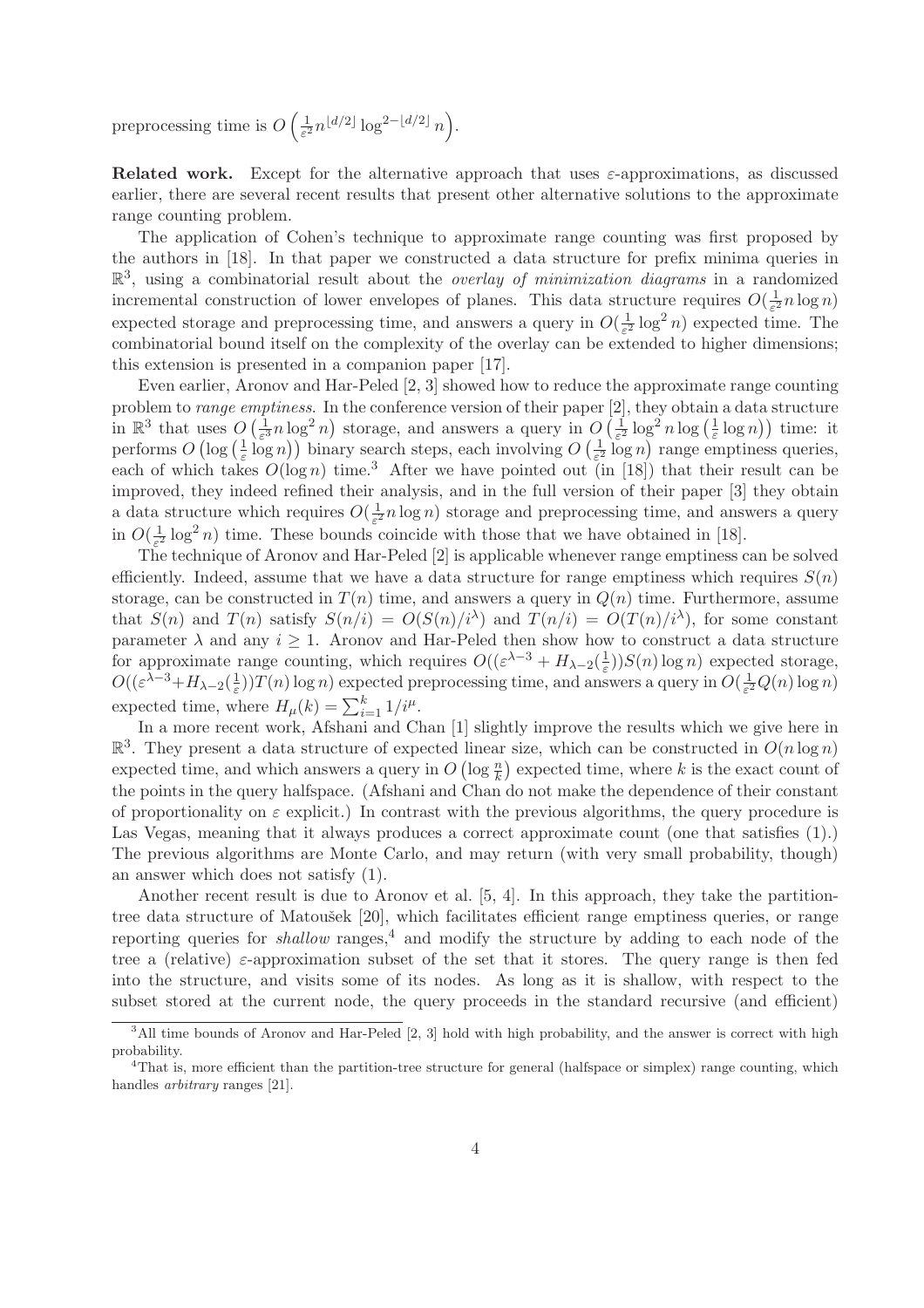preprocessing time is $O\left(\frac{1}{\varepsilon^2} n^{\lfloor d/2 \rfloor} \log^{2-\lfloor d/2 \rfloor} n\right)$.

**Related work.** Except for the alternative approach that uses $\varepsilon$-approximations, as discussed earlier, there are several recent results that present other alternative solutions to the approximate range counting problem.

The application of Cohen's technique to approximate range counting was first proposed by the authors in [18]. In that paper we constructed a data structure for prefix minima queries in $\mathbb{R}^3$, using a combinatorial result about the *overlay of minimization diagrams* in a randomized incremental construction of lower envelopes of planes. This data structure requires $O(\frac{1}{\varepsilon^2} n \log n)$ expected storage and preprocessing time, and answers a query in $O(\frac{1}{\varepsilon^2} \log^2 n)$ expected time. The combinatorial bound itself on the complexity of the overlay can be extended to higher dimensions; this extension is presented in a companion paper [17].

Even earlier, Aronov and Har-Peled [2, 3] showed how to reduce the approximate range counting problem to *range emptiness*. In the conference version of their paper [2], they obtain a data structure in $\mathbb{R}^3$ that uses $O\left(\frac{1}{\varepsilon^3} n \log^2 n\right)$ storage, and answers a query in $O\left(\frac{1}{\varepsilon^2} \log^2 n \log\left(\frac{1}{\varepsilon} \log n\right)\right)$ time: it performs $O\left(\log\left(\frac{1}{\varepsilon} \log n\right)\right)$ binary search steps, each involving $O\left(\frac{1}{\varepsilon^2} \log n\right)$ range emptiness queries, each of which takes $O(\log n)$ time.[3] After we have pointed out (in [18]) that their result can be improved, they indeed refined their analysis, and in the full version of their paper [3] they obtain a data structure which requires $O(\frac{1}{\varepsilon^2} n \log n)$ storage and preprocessing time, and answers a query in $O(\frac{1}{\varepsilon^2} \log^2 n)$ time. These bounds coincide with those that we have obtained in [18].

The technique of Aronov and Har-Peled [2] is applicable whenever range emptiness can be solved efficiently. Indeed, assume that we have a data structure for range emptiness which requires $S(n)$ storage, can be constructed in $T(n)$ time, and answers a query in $Q(n)$ time. Furthermore, assume that $S(n)$ and $T(n)$ satisfy $S(n/i) = O(S(n)/i^\lambda)$ and $T(n/i) = O(T(n)/i^\lambda)$, for some constant parameter $\lambda$ and any $i \geq 1$. Aronov and Har-Peled then show how to construct a data structure for approximate range counting, which requires $O((\varepsilon^{\lambda-3} + H_{\lambda-2}(\frac{1}{\varepsilon}))S(n) \log n)$ expected storage, $O((\varepsilon^{\lambda-3} + H_{\lambda-2}(\frac{1}{\varepsilon}))T(n) \log n)$ expected preprocessing time, and answers a query in $O(\frac{1}{\varepsilon^2} Q(n) \log n)$ expected time, where $H_\mu(k) = \sum_{i=1}^{k} 1/i^\mu$.

In a more recent work, Afshani and Chan [1] slightly improve the results which we give here in $\mathbb{R}^3$. They present a data structure of expected linear size, which can be constructed in $O(n \log n)$ expected time, and which answers a query in $O\left(\log \frac{n}{k}\right)$ expected time, where $k$ is the exact count of the points in the query halfspace. (Afshani and Chan do not make the dependence of their constant of proportionality on $\varepsilon$ explicit.) In contrast with the previous algorithms, the query procedure is Las Vegas, meaning that it always produces a correct approximate count (one that satisfies (1).) The previous algorithms are Monte Carlo, and may return (with very small probability, though) an answer which does not satisfy (1).

Another recent result is due to Aronov et al. [5, 4]. In this approach, they take the partition-tree data structure of Matoušek [20], which facilitates efficient range emptiness queries, or range reporting queries for *shallow* ranges,[4] and modify the structure by adding to each node of the tree a (relative) $\varepsilon$-approximation subset of the set that it stores. The query range is then fed into the structure, and visits some of its nodes. As long as it is shallow, with respect to the subset stored at the current node, the query proceeds in the standard recursive (and efficient)

[3] All time bounds of Aronov and Har-Peled [2, 3] hold with high probability, and the answer is correct with high probability.

[4] That is, more efficient than the partition-tree structure for general (halfspace or simplex) range counting, which handles *arbitrary* ranges [21].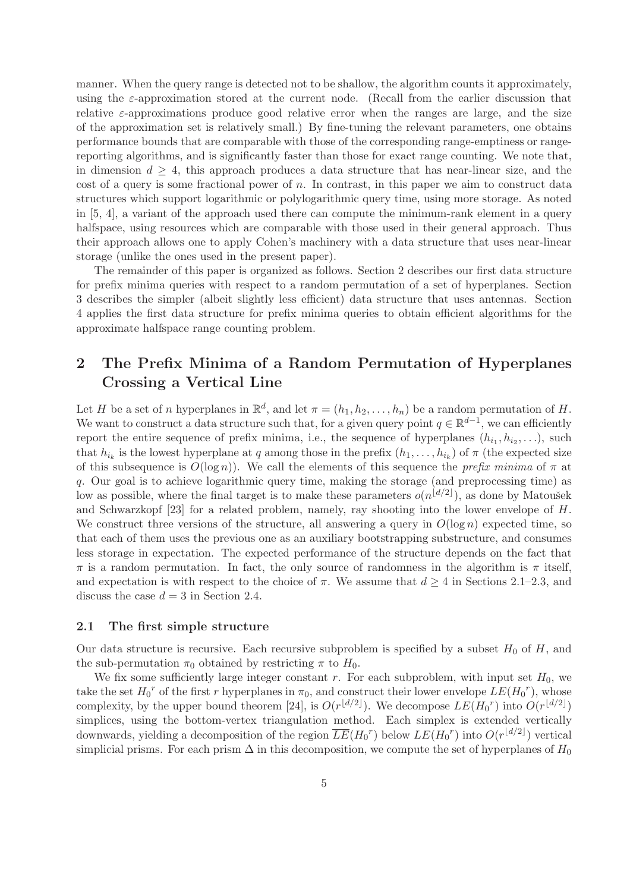manner. When the query range is detected not to be shallow, the algorithm counts it approximately, using the $\varepsilon$-approximation stored at the current node. (Recall from the earlier discussion that relative $\varepsilon$-approximations produce good relative error when the ranges are large, and the size of the approximation set is relatively small.) By fine-tuning the relevant parameters, one obtains performance bounds that are comparable with those of the corresponding range-emptiness or range-reporting algorithms, and is significantly faster than those for exact range counting. We note that, in dimension $d \geq 4$, this approach produces a data structure that has near-linear size, and the cost of a query is some fractional power of $n$. In contrast, in this paper we aim to construct data structures which support logarithmic or polylogarithmic query time, using more storage. As noted in [5, 4], a variant of the approach used there can compute the minimum-rank element in a query halfspace, using resources which are comparable with those used in their general approach. Thus their approach allows one to apply Cohen's machinery with a data structure that uses near-linear storage (unlike the ones used in the present paper).

The remainder of this paper is organized as follows. Section 2 describes our first data structure for prefix minima queries with respect to a random permutation of a set of hyperplanes. Section 3 describes the simpler (albeit slightly less efficient) data structure that uses antennas. Section 4 applies the first data structure for prefix minima queries to obtain efficient algorithms for the approximate halfspace range counting problem.

## 2 The Prefix Minima of a Random Permutation of Hyperplanes Crossing a Vertical Line

Let $H$ be a set of $n$ hyperplanes in $\mathbb{R}^d$, and let $\pi = (h_1, h_2, \ldots, h_n)$ be a random permutation of $H$. We want to construct a data structure such that, for a given query point $q \in \mathbb{R}^{d-1}$, we can efficiently report the entire sequence of prefix minima, i.e., the sequence of hyperplanes $(h_{i_1}, h_{i_2}, \ldots)$, such that $h_{i_k}$ is the lowest hyperplane at $q$ among those in the prefix $(h_1, \ldots, h_{i_k})$ of $\pi$ (the expected size of this subsequence is $O(\log n)$). We call the elements of this sequence the *prefix minima* of $\pi$ at $q$. Our goal is to achieve logarithmic query time, making the storage (and preprocessing time) as low as possible, where the final target is to make these parameters $o(n^{\lfloor d/2 \rfloor})$, as done by Matoušek and Schwarzkopf [23] for a related problem, namely, ray shooting into the lower envelope of $H$. We construct three versions of the structure, all answering a query in $O(\log n)$ expected time, so that each of them uses the previous one as an auxiliary bootstrapping substructure, and consumes less storage in expectation. The expected performance of the structure depends on the fact that $\pi$ is a random permutation. In fact, the only source of randomness in the algorithm is $\pi$ itself, and expectation is with respect to the choice of $\pi$. We assume that $d \geq 4$ in Sections 2.1–2.3, and discuss the case $d = 3$ in Section 2.4.

### 2.1 The first simple structure

Our data structure is recursive. Each recursive subproblem is specified by a subset $H_0$ of $H$, and the sub-permutation $\pi_0$ obtained by restricting $\pi$ to $H_0$.

We fix some sufficiently large integer constant $r$. For each subproblem, with input set $H_0$, we take the set ${H_0}^r$ of the first $r$ hyperplanes in $\pi_0$, and construct their lower envelope $LE({H_0}^r)$, whose complexity, by the upper bound theorem [24], is $O(r^{\lfloor d/2 \rfloor})$. We decompose $LE({H_0}^r)$ into $O(r^{\lfloor d/2 \rfloor})$ simplices, using the bottom-vertex triangulation method. Each simplex is extended vertically downwards, yielding a decomposition of the region $\overline{LE}({H_0}^r)$ below $LE({H_0}^r)$ into $O(r^{\lfloor d/2 \rfloor})$ vertical simplicial prisms. For each prism $\Delta$ in this decomposition, we compute the set of hyperplanes of $H_0$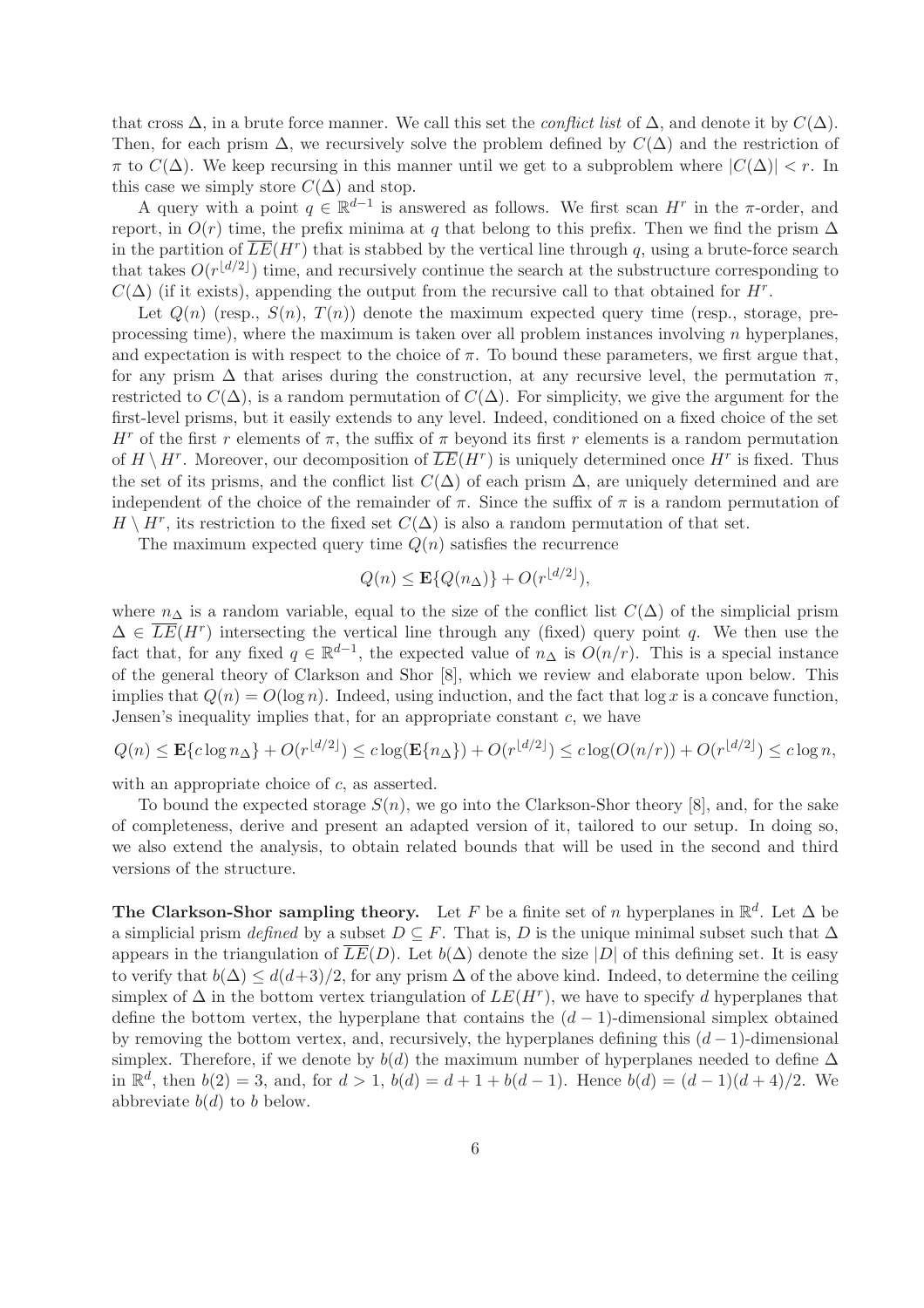that cross $\Delta$, in a brute force manner. We call this set the *conflict list* of $\Delta$, and denote it by $C(\Delta)$. Then, for each prism $\Delta$, we recursively solve the problem defined by $C(\Delta)$ and the restriction of $\pi$ to $C(\Delta)$. We keep recursing in this manner until we get to a subproblem where $|C(\Delta)| < r$. In this case we simply store $C(\Delta)$ and stop.

A query with a point $q \in \mathbb{R}^{d-1}$ is answered as follows. We first scan $H^r$ in the $\pi$-order, and report, in $O(r)$ time, the prefix minima at $q$ that belong to this prefix. Then we find the prism $\Delta$ in the partition of $\overline{LE}(H^r)$ that is stabbed by the vertical line through $q$, using a brute-force search that takes $O(r^{\lfloor d/2 \rfloor})$ time, and recursively continue the search at the substructure corresponding to $C(\Delta)$ (if it exists), appending the output from the recursive call to that obtained for $H^r$.

Let $Q(n)$ (resp., $S(n)$, $T(n)$) denote the maximum expected query time (resp., storage, preprocessing time), where the maximum is taken over all problem instances involving $n$ hyperplanes, and expectation is with respect to the choice of $\pi$. To bound these parameters, we first argue that, for any prism $\Delta$ that arises during the construction, at any recursive level, the permutation $\pi$, restricted to $C(\Delta)$, is a random permutation of $C(\Delta)$. For simplicity, we give the argument for the first-level prisms, but it easily extends to any level. Indeed, conditioned on a fixed choice of the set $H^r$ of the first $r$ elements of $\pi$, the suffix of $\pi$ beyond its first $r$ elements is a random permutation of $H \setminus H^r$. Moreover, our decomposition of $\overline{LE}(H^r)$ is uniquely determined once $H^r$ is fixed. Thus the set of its prisms, and the conflict list $C(\Delta)$ of each prism $\Delta$, are uniquely determined and are independent of the choice of the remainder of $\pi$. Since the suffix of $\pi$ is a random permutation of $H \setminus H^r$, its restriction to the fixed set $C(\Delta)$ is also a random permutation of that set.

The maximum expected query time $Q(n)$ satisfies the recurrence

$$Q(n) \le \mathbf{E}\{Q(n_\Delta)\} + O(r^{\lfloor d/2 \rfloor}),$$

where $n_\Delta$ is a random variable, equal to the size of the conflict list $C(\Delta)$ of the simplicial prism $\Delta \in \overline{LE}(H^r)$ intersecting the vertical line through any (fixed) query point $q$. We then use the fact that, for any fixed $q \in \mathbb{R}^{d-1}$, the expected value of $n_\Delta$ is $O(n/r)$. This is a special instance of the general theory of Clarkson and Shor [8], which we review and elaborate upon below. This implies that $Q(n) = O(\log n)$. Indeed, using induction, and the fact that $\log x$ is a concave function, Jensen's inequality implies that, for an appropriate constant $c$, we have

$$Q(n) \le \mathbf{E}\{c \log n_\Delta\} + O(r^{\lfloor d/2 \rfloor}) \le c \log(\mathbf{E}\{n_\Delta\}) + O(r^{\lfloor d/2 \rfloor}) \le c \log(O(n/r)) + O(r^{\lfloor d/2 \rfloor}) \le c \log n,$$

with an appropriate choice of $c$, as asserted.

To bound the expected storage $S(n)$, we go into the Clarkson-Shor theory [8], and, for the sake of completeness, derive and present an adapted version of it, tailored to our setup. In doing so, we also extend the analysis, to obtain related bounds that will be used in the second and third versions of the structure.

**The Clarkson-Shor sampling theory.** Let $F$ be a finite set of $n$ hyperplanes in $\mathbb{R}^d$. Let $\Delta$ be a simplicial prism *defined* by a subset $D \subseteq F$. That is, $D$ is the unique minimal subset such that $\Delta$ appears in the triangulation of $\overline{LE}(D)$. Let $b(\Delta)$ denote the size $|D|$ of this defining set. It is easy to verify that $b(\Delta) \le d(d+3)/2$, for any prism $\Delta$ of the above kind. Indeed, to determine the ceiling simplex of $\Delta$ in the bottom vertex triangulation of $LE(H^r)$, we have to specify $d$ hyperplanes that define the bottom vertex, the hyperplane that contains the $(d-1)$-dimensional simplex obtained by removing the bottom vertex, and, recursively, the hyperplanes defining this $(d-1)$-dimensional simplex. Therefore, if we denote by $b(d)$ the maximum number of hyperplanes needed to define $\Delta$ in $\mathbb{R}^d$, then $b(2) = 3$, and, for $d > 1$, $b(d) = d + 1 + b(d-1)$. Hence $b(d) = (d-1)(d+4)/2$. We abbreviate $b(d)$ to $b$ below.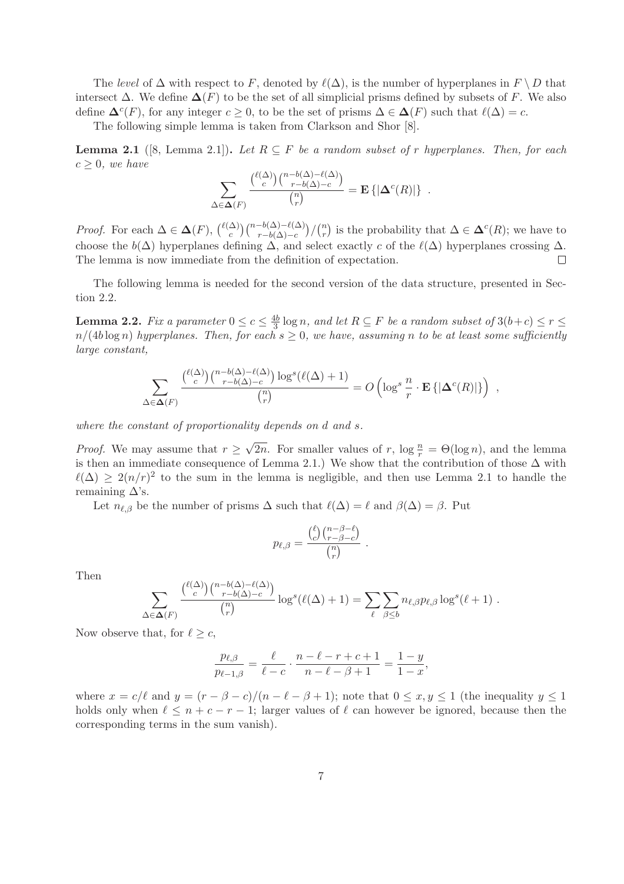The *level* of $\Delta$ with respect to $F$, denoted by $\ell(\Delta)$, is the number of hyperplanes in $F \setminus D$ that intersect $\Delta$. We define $\mathbf{\Delta}(F)$ to be the set of all simplicial prisms defined by subsets of $F$. We also define $\mathbf{\Delta}^c(F)$, for any integer $c \geq 0$, to be the set of prisms $\Delta \in \mathbf{\Delta}(F)$ such that $\ell(\Delta) = c$.

The following simple lemma is taken from Clarkson and Shor [8].

**Lemma 2.1** ([8, Lemma 2.1]). *Let $R \subseteq F$ be a random subset of $r$ hyperplanes. Then, for each $c \geq 0$, we have*

$$\sum_{\Delta \in \mathbf{\Delta}(F)} \frac{\binom{\ell(\Delta)}{c}\binom{n-b(\Delta)-\ell(\Delta)}{r-b(\Delta)-c}}{\binom{n}{r}} = \mathbf{E}\left\{|\mathbf{\Delta}^c(R)|\right\} .$$

*Proof.* For each $\Delta \in \mathbf{\Delta}(F)$, $\binom{\ell(\Delta)}{c}\binom{n-b(\Delta)-\ell(\Delta)}{r-b(\Delta)-c}/\binom{n}{r}$ is the probability that $\Delta \in \mathbf{\Delta}^c(R)$; we have to choose the $b(\Delta)$ hyperplanes defining $\Delta$, and select exactly $c$ of the $\ell(\Delta)$ hyperplanes crossing $\Delta$. The lemma is now immediate from the definition of expectation. $\square$

The following lemma is needed for the second version of the data structure, presented in Section 2.2.

**Lemma 2.2.** *Fix a parameter $0 \leq c \leq \frac{4b}{3}\log n$, and let $R \subseteq F$ be a random subset of $3(b+c) \leq r \leq n/(4b\log n)$ hyperplanes. Then, for each $s \geq 0$, we have, assuming $n$ to be at least some sufficiently large constant,*

$$\sum_{\Delta \in \mathbf{\Delta}(F)} \frac{\binom{\ell(\Delta)}{c}\binom{n-b(\Delta)-\ell(\Delta)}{r-b(\Delta)-c}\log^s(\ell(\Delta)+1)}{\binom{n}{r}} = O\left(\log^s \frac{n}{r} \cdot \mathbf{E}\left\{|\mathbf{\Delta}^c(R)|\right\}\right) ,$$

*where the constant of proportionality depends on $d$ and $s$.*

*Proof.* We may assume that $r \geq \sqrt{2n}$. For smaller values of $r$, $\log \frac{n}{r} = \Theta(\log n)$, and the lemma is then an immediate consequence of Lemma 2.1.) We show that the contribution of those $\Delta$ with $\ell(\Delta) \geq 2(n/r)^2$ to the sum in the lemma is negligible, and then use Lemma 2.1 to handle the remaining $\Delta$'s.

Let $n_{\ell,\beta}$ be the number of prisms $\Delta$ such that $\ell(\Delta) = \ell$ and $\beta(\Delta) = \beta$. Put

$$p_{\ell,\beta} = \frac{\binom{\ell}{c}\binom{n-\beta-\ell}{r-\beta-c}}{\binom{n}{r}} .$$

Then

$$\sum_{\Delta \in \mathbf{\Delta}(F)} \frac{\binom{\ell(\Delta)}{c}\binom{n-b(\Delta)-\ell(\Delta)}{r-b(\Delta)-c}}{\binom{n}{r}} \log^s(\ell(\Delta)+1) = \sum_{\ell}\sum_{\beta \leq b} n_{\ell,\beta}p_{\ell,\beta}\log^s(\ell+1) .$$

Now observe that, for $\ell \geq c$,

$$\frac{p_{\ell,\beta}}{p_{\ell-1,\beta}} = \frac{\ell}{\ell-c} \cdot \frac{n-\ell-r+c+1}{n-\ell-\beta+1} = \frac{1-y}{1-x},$$

where $x = c/\ell$ and $y = (r-\beta-c)/(n-\ell-\beta+1)$; note that $0 \leq x, y \leq 1$ (the inequality $y \leq 1$ holds only when $\ell \leq n+c-r-1$; larger values of $\ell$ can however be ignored, because then the corresponding terms in the sum vanish).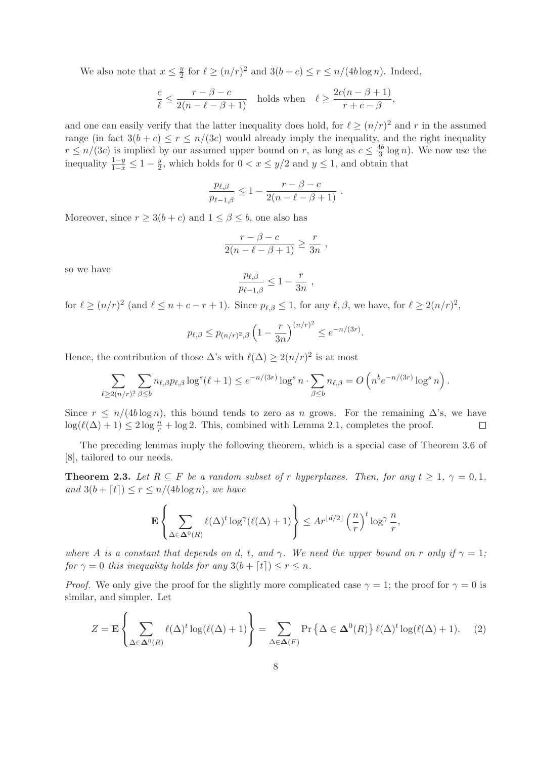We also note that $x \le \frac{y}{2}$ for $\ell \ge (n/r)^2$ and $3(b+c) \le r \le n/(4b \log n)$. Indeed,

$$\frac{c}{\ell} \le \frac{r-\beta-c}{2(n-\ell-\beta+1)} \quad \text{holds when} \quad \ell \ge \frac{2c(n-\beta+1)}{r+c-\beta},$$

and one can easily verify that the latter inequality does hold, for $\ell \ge (n/r)^2$ and $r$ in the assumed range (in fact $3(b+c) \le r \le n/(3c)$ would already imply the inequality, and the right inequality $r \le n/(3c)$ is implied by our assumed upper bound on $r$, as long as $c \le \frac{4b}{3} \log n$). We now use the inequality $\frac{1-y}{1-x} \le 1 - \frac{y}{2}$, which holds for $0 < x \le y/2$ and $y \le 1$, and obtain that

$$\frac{p_{\ell,\beta}}{p_{\ell-1,\beta}} \le 1 - \frac{r-\beta-c}{2(n-\ell-\beta+1)} \ .$$

Moreover, since $r \ge 3(b+c)$ and $1 \le \beta \le b$, one also has

$$\frac{r-\beta-c}{2(n-\ell-\beta+1)} \ge \frac{r}{3n} \ ,$$

so we have

$$\frac{p_{\ell,\beta}}{p_{\ell-1,\beta}} \le 1 - \frac{r}{3n} \ ,$$

for $\ell \ge (n/r)^2$ (and $\ell \le n+c-r+1$). Since $p_{\ell,\beta} \le 1$, for any $\ell, \beta$, we have, for $\ell \ge 2(n/r)^2$,

$$p_{\ell,\beta} \le p_{(n/r)^2,\beta} \left(1 - \frac{r}{3n}\right)^{(n/r)^2} \le e^{-n/(3r)}.$$

Hence, the contribution of those $\Delta$'s with $\ell(\Delta) \ge 2(n/r)^2$ is at most

$$\sum_{\ell \ge 2(n/r)^2} \sum_{\beta \le b} n_{\ell,\beta} p_{\ell,\beta} \log^s(\ell+1) \le e^{-n/(3r)} \log^s n \cdot \sum_{\beta \le b} n_{\ell,\beta} = O\left(n^b e^{-n/(3r)} \log^s n\right).$$

Since $r \le n/(4b \log n)$, this bound tends to zero as $n$ grows. For the remaining $\Delta$'s, we have $\log(\ell(\Delta)+1) \le 2 \log \frac{n}{r} + \log 2$. This, combined with Lemma 2.1, completes the proof. $\square$

The preceding lemmas imply the following theorem, which is a special case of Theorem 3.6 of [8], tailored to our needs.

**Theorem 2.3.** *Let $R \subseteq F$ be a random subset of $r$ hyperplanes. Then, for any $t \ge 1$, $\gamma = 0, 1$, and $3(b + \lceil t \rceil) \le r \le n/(4b \log n)$, we have*

$$\mathbf{E}\left\{ \sum_{\Delta \in \mathbf{\Delta}^0(R)} \ell(\Delta)^t \log^\gamma(\ell(\Delta)+1) \right\} \le A r^{\lfloor d/2 \rfloor} \left(\frac{n}{r}\right)^t \log^\gamma \frac{n}{r},$$

*where $A$ is a constant that depends on $d$, $t$, and $\gamma$. We need the upper bound on $r$ only if $\gamma = 1$; for $\gamma = 0$ this inequality holds for any $3(b + \lceil t \rceil) \le r \le n$.*

*Proof.* We only give the proof for the slightly more complicated case $\gamma = 1$; the proof for $\gamma = 0$ is similar, and simpler. Let

$$Z = \mathbf{E}\left\{ \sum_{\Delta \in \mathbf{\Delta}^0(R)} \ell(\Delta)^t \log(\ell(\Delta)+1) \right\} = \sum_{\Delta \in \mathbf{\Delta}(F)} \Pr\left\{\Delta \in \mathbf{\Delta}^0(R)\right\} \ell(\Delta)^t \log(\ell(\Delta)+1). \quad (2)$$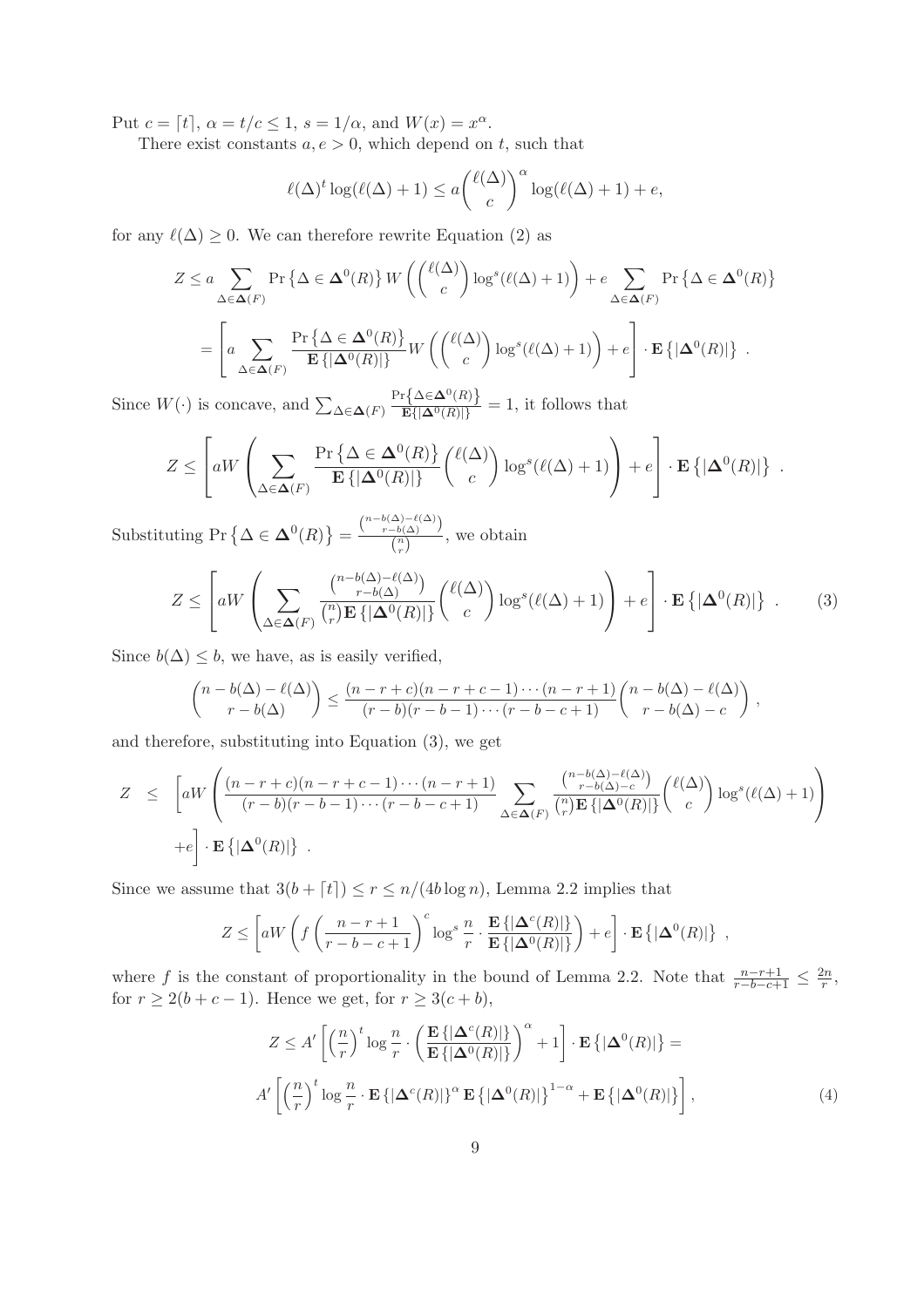Put $c = \lceil t \rceil$, $\alpha = t/c \le 1$, $s = 1/\alpha$, and $W(x) = x^\alpha$.

There exist constants $a, e > 0$, which depend on $t$, such that

$$\ell(\Delta)^t \log(\ell(\Delta)+1) \le a \binom{\ell(\Delta)}{c}^\alpha \log(\ell(\Delta)+1) + e,$$

for any $\ell(\Delta) \ge 0$. We can therefore rewrite Equation (2) as

$$\begin{aligned}
Z &\le a \sum_{\Delta \in \mathbf{\Delta}(F)} \Pr\left\{\Delta \in \mathbf{\Delta}^0(R)\right\} W\left( \binom{\ell(\Delta)}{c} \log^s(\ell(\Delta)+1) \right) + e \sum_{\Delta \in \mathbf{\Delta}(F)} \Pr\left\{\Delta \in \mathbf{\Delta}^0(R)\right\} \\
&= \left[ a \sum_{\Delta \in \mathbf{\Delta}(F)} \frac{\Pr\left\{\Delta \in \mathbf{\Delta}^0(R)\right\}}{\mathbf{E}\left\{|\mathbf{\Delta}^0(R)|\right\}} W\left( \binom{\ell(\Delta)}{c} \log^s(\ell(\Delta)+1) \right) + e \right] \cdot \mathbf{E}\left\{|\mathbf{\Delta}^0(R)|\right\} \ .
\end{aligned}$$

Since $W(\cdot)$ is concave, and $\sum_{\Delta \in \mathbf{\Delta}(F)} \frac{\Pr\left\{\Delta \in \mathbf{\Delta}^0(R)\right\}}{\mathbf{E}\left\{|\mathbf{\Delta}^0(R)|\right\}} = 1$, it follows that

$$Z \le \left[ aW\left( \sum_{\Delta \in \mathbf{\Delta}(F)} \frac{\Pr\left\{\Delta \in \mathbf{\Delta}^0(R)\right\}}{\mathbf{E}\left\{|\mathbf{\Delta}^0(R)|\right\}} \binom{\ell(\Delta)}{c} \log^s(\ell(\Delta)+1) \right) + e \right] \cdot \mathbf{E}\left\{|\mathbf{\Delta}^0(R)|\right\} \ .$$

Substituting $\Pr\left\{\Delta \in \mathbf{\Delta}^0(R)\right\} = \frac{\binom{n-b(\Delta)-\ell(\Delta)}{r-b(\Delta)}}{\binom{n}{r}}$, we obtain

$$Z \le \left[ aW\left( \sum_{\Delta \in \mathbf{\Delta}(F)} \frac{\binom{n-b(\Delta)-\ell(\Delta)}{r-b(\Delta)}}{\binom{n}{r}\mathbf{E}\left\{|\mathbf{\Delta}^0(R)|\right\}} \binom{\ell(\Delta)}{c} \log^s(\ell(\Delta)+1) \right) + e \right] \cdot \mathbf{E}\left\{|\mathbf{\Delta}^0(R)|\right\} \ . \tag{3}$$

Since $b(\Delta) \le b$, we have, as is easily verified,

$$\binom{n-b(\Delta)-\ell(\Delta)}{r-b(\Delta)} \le \frac{(n-r+c)(n-r+c-1)\cdots(n-r+1)}{(r-b)(r-b-1)\cdots(r-b-c+1)} \binom{n-b(\Delta)-\ell(\Delta)}{r-b(\Delta)-c},$$

and therefore, substituting into Equation (3), we get

$$\begin{aligned}
Z \ \le \ & \left[ aW\left( \frac{(n-r+c)(n-r+c-1)\cdots(n-r+1)}{(r-b)(r-b-1)\cdots(r-b-c+1)} \sum_{\Delta \in \mathbf{\Delta}(F)} \frac{\binom{n-b(\Delta)-\ell(\Delta)}{r-b(\Delta)-c}}{\binom{n}{r}\mathbf{E}\left\{|\mathbf{\Delta}^0(R)|\right\}} \binom{\ell(\Delta)}{c} \log^s(\ell(\Delta)+1) \right) \right. \\
& \left. + e \right] \cdot \mathbf{E}\left\{|\mathbf{\Delta}^0(R)|\right\} \ .
\end{aligned}$$

Since we assume that $3(b + \lceil t \rceil) \le r \le n/(4b \log n)$, Lemma 2.2 implies that

$$Z \le \left[ aW\left( f\left( \frac{n-r+1}{r-b-c+1} \right)^c \log^s \frac{n}{r} \cdot \frac{\mathbf{E}\left\{|\mathbf{\Delta}^c(R)|\right\}}{\mathbf{E}\left\{|\mathbf{\Delta}^0(R)|\right\}} \right) + e \right] \cdot \mathbf{E}\left\{|\mathbf{\Delta}^0(R)|\right\} \ ,$$

where $f$ is the constant of proportionality in the bound of Lemma 2.2. Note that $\frac{n-r+1}{r-b-c+1} \le \frac{2n}{r}$, for $r \ge 2(b+c-1)$. Hence we get, for $r \ge 3(c+b)$,

$$\begin{aligned}
& Z \le A' \left[ \left(\frac{n}{r}\right)^t \log \frac{n}{r} \cdot \left( \frac{\mathbf{E}\left\{|\mathbf{\Delta}^c(R)|\right\}}{\mathbf{E}\left\{|\mathbf{\Delta}^0(R)|\right\}} \right)^\alpha + 1 \right] \cdot \mathbf{E}\left\{|\mathbf{\Delta}^0(R)|\right\} = \\
& A' \left[ \left(\frac{n}{r}\right)^t \log \frac{n}{r} \cdot \mathbf{E}\left\{|\mathbf{\Delta}^c(R)|\right\}^\alpha \mathbf{E}\left\{|\mathbf{\Delta}^0(R)|\right\}^{1-\alpha} + \mathbf{E}\left\{|\mathbf{\Delta}^0(R)|\right\} \right],
\end{aligned} \tag{4}$$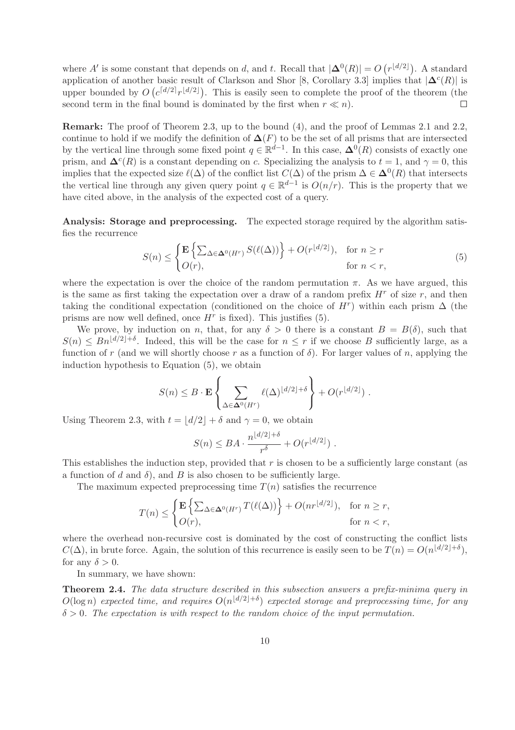where $A'$ is some constant that depends on $d$, and $t$. Recall that $|\mathbf{\Delta}^0(R)| = O\left(r^{\lfloor d/2 \rfloor}\right)$. A standard application of another basic result of Clarkson and Shor [8, Corollary 3.3] implies that $|\mathbf{\Delta}^c(R)|$ is upper bounded by $O\left(c^{\lceil d/2 \rceil} r^{\lfloor d/2 \rfloor}\right)$. This is easily seen to complete the proof of the theorem (the second term in the final bound is dominated by the first when $r \ll n$). $\square$

**Remark:** The proof of Theorem 2.3, up to the bound (4), and the proof of Lemmas 2.1 and 2.2, continue to hold if we modify the definition of $\mathbf{\Delta}(F)$ to be the set of all prisms that are intersected by the vertical line through some fixed point $q \in \mathbb{R}^{d-1}$. In this case, $\mathbf{\Delta}^0(R)$ consists of exactly one prism, and $\mathbf{\Delta}^c(R)$ is a constant depending on $c$. Specializing the analysis to $t = 1$, and $\gamma = 0$, this implies that the expected size $\ell(\Delta)$ of the conflict list $C(\Delta)$ of the prism $\Delta \in \mathbf{\Delta}^0(R)$ that intersects the vertical line through any given query point $q \in \mathbb{R}^{d-1}$ is $O(n/r)$. This is the property that we have cited above, in the analysis of the expected cost of a query.

**Analysis: Storage and preprocessing.** The expected storage required by the algorithm satisfies the recurrence

$$S(n) \le \begin{cases} \mathbf{E}\left\{\sum_{\Delta \in \mathbf{\Delta}^0(H^r)} S(\ell(\Delta))\right\} + O(r^{\lfloor d/2 \rfloor}), & \text{for } n \ge r \\ O(r), & \text{for } n < r, \end{cases} \tag{5}$$

where the expectation is over the choice of the random permutation $\pi$. As we have argued, this is the same as first taking the expectation over a draw of a random prefix $H^r$ of size $r$, and then taking the conditional expectation (conditioned on the choice of $H^r$) within each prism $\Delta$ (the prisms are now well defined, once $H^r$ is fixed). This justifies (5).

We prove, by induction on $n$, that, for any $\delta > 0$ there is a constant $B = B(\delta)$, such that $S(n) \le B n^{\lfloor d/2 \rfloor + \delta}$. Indeed, this will be the case for $n \le r$ if we choose $B$ sufficiently large, as a function of $r$ (and we will shortly choose $r$ as a function of $\delta$). For larger values of $n$, applying the induction hypothesis to Equation (5), we obtain

$$S(n) \le B \cdot \mathbf{E}\left\{\sum_{\Delta \in \mathbf{\Delta}^0(H^r)} \ell(\Delta)^{\lfloor d/2 \rfloor + \delta}\right\} + O(r^{\lfloor d/2 \rfloor}) .$$

Using Theorem 2.3, with $t = \lfloor d/2 \rfloor + \delta$ and $\gamma = 0$, we obtain

$$S(n) \le BA \cdot \frac{n^{\lfloor d/2 \rfloor + \delta}}{r^\delta} + O(r^{\lfloor d/2 \rfloor}) .$$

This establishes the induction step, provided that $r$ is chosen to be a sufficiently large constant (as a function of $d$ and $\delta$), and $B$ is also chosen to be sufficiently large.

The maximum expected preprocessing time $T(n)$ satisfies the recurrence

$$T(n) \le \begin{cases} \mathbf{E}\left\{\sum_{\Delta \in \mathbf{\Delta}^0(H^r)} T(\ell(\Delta))\right\} + O(nr^{\lfloor d/2 \rfloor}), & \text{for } n \ge r, \\ O(r), & \text{for } n < r, \end{cases}$$

where the overhead non-recursive cost is dominated by the cost of constructing the conflict lists $C(\Delta)$, in brute force. Again, the solution of this recurrence is easily seen to be $T(n) = O(n^{\lfloor d/2 \rfloor + \delta})$, for any $\delta > 0$.

In summary, we have shown:

**Theorem 2.4.** *The data structure described in this subsection answers a prefix-minima query in $O(\log n)$ expected time, and requires $O(n^{\lfloor d/2 \rfloor + \delta})$ expected storage and preprocessing time, for any $\delta > 0$. The expectation is with respect to the random choice of the input permutation.*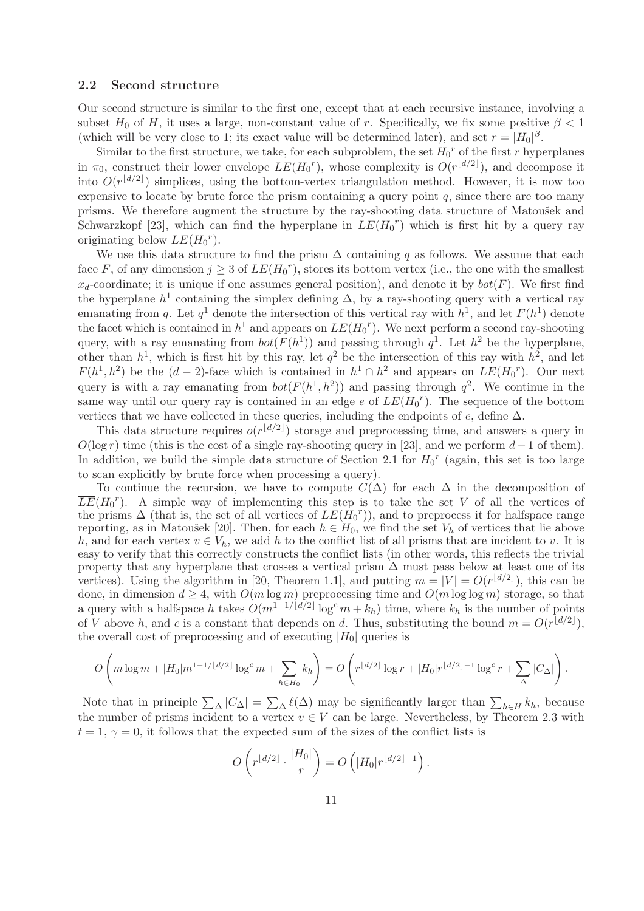### 2.2 Second structure

Our second structure is similar to the first one, except that at each recursive instance, involving a subset $H_0$ of $H$, it uses a large, non-constant value of $r$. Specifically, we fix some positive $\beta < 1$ (which will be very close to 1; its exact value will be determined later), and set $r = |H_0|^\beta$.

Similar to the first structure, we take, for each subproblem, the set ${H_0}^r$ of the first $r$ hyperplanes in $\pi_0$, construct their lower envelope $LE({H_0}^r)$, whose complexity is $O(r^{\lfloor d/2 \rfloor})$, and decompose it into $O(r^{\lfloor d/2 \rfloor})$ simplices, using the bottom-vertex triangulation method. However, it is now too expensive to locate by brute force the prism containing a query point $q$, since there are too many prisms. We therefore augment the structure by the ray-shooting data structure of Matoušek and Schwarzkopf [23], which can find the hyperplane in $LE({H_0}^r)$ which is first hit by a query ray originating below $LE({H_0}^r)$.

We use this data structure to find the prism $\Delta$ containing $q$ as follows. We assume that each face $F$, of any dimension $j \geq 3$ of $LE({H_0}^r)$, stores its bottom vertex (i.e., the one with the smallest $x_d$-coordinate; it is unique if one assumes general position), and denote it by $bot(F)$. We first find the hyperplane $h^1$ containing the simplex defining $\Delta$, by a ray-shooting query with a vertical ray emanating from $q$. Let $q^1$ denote the intersection of this vertical ray with $h^1$, and let $F(h^1)$ denote the facet which is contained in $h^1$ and appears on $LE({H_0}^r)$. We next perform a second ray-shooting query, with a ray emanating from $bot(F(h^1))$ and passing through $q^1$. Let $h^2$ be the hyperplane, other than $h^1$, which is first hit by this ray, let $q^2$ be the intersection of this ray with $h^2$, and let $F(h^1, h^2)$ be the $(d-2)$-face which is contained in $h^1 \cap h^2$ and appears on $LE({H_0}^r)$. Our next query is with a ray emanating from $bot(F(h^1, h^2))$ and passing through $q^2$. We continue in the same way until our query ray is contained in an edge $e$ of $LE({H_0}^r)$. The sequence of the bottom vertices that we have collected in these queries, including the endpoints of $e$, define $\Delta$.

This data structure requires $o(r^{\lfloor d/2 \rfloor})$ storage and preprocessing time, and answers a query in $O(\log r)$ time (this is the cost of a single ray-shooting query in [23], and we perform $d-1$ of them). In addition, we build the simple data structure of Section 2.1 for ${H_0}^r$ (again, this set is too large to scan explicitly by brute force when processing a query).

To continue the recursion, we have to compute $C(\Delta)$ for each $\Delta$ in the decomposition of $\overline{LE}({H_0}^r)$. A simple way of implementing this step is to take the set $V$ of all the vertices of the prisms $\Delta$ (that is, the set of all vertices of $LE({H_0}^r)$), and to preprocess it for halfspace range reporting, as in Matoušek [20]. Then, for each $h \in H_0$, we find the set $V_h$ of vertices that lie above $h$, and for each vertex $v \in V_h$, we add $h$ to the conflict list of all prisms that are incident to $v$. It is easy to verify that this correctly constructs the conflict lists (in other words, this reflects the trivial property that any hyperplane that crosses a vertical prism $\Delta$ must pass below at least one of its vertices). Using the algorithm in [20, Theorem 1.1], and putting $m = |V| = O(r^{\lfloor d/2 \rfloor})$, this can be done, in dimension $d \geq 4$, with $O(m \log m)$ preprocessing time and $O(m \log \log m)$ storage, so that a query with a halfspace $h$ takes $O(m^{1-1/\lfloor d/2 \rfloor} \log^c m + k_h)$ time, where $k_h$ is the number of points of $V$ above $h$, and $c$ is a constant that depends on $d$. Thus, substituting the bound $m = O(r^{\lfloor d/2 \rfloor})$, the overall cost of preprocessing and of executing $|H_0|$ queries is

$$O\left(m \log m + |H_0| m^{1-1/\lfloor d/2 \rfloor} \log^c m + \sum_{h \in H_0} k_h\right) = O\left(r^{\lfloor d/2 \rfloor} \log r + |H_0| r^{\lfloor d/2 \rfloor - 1} \log^c r + \sum_{\Delta} |C_\Delta|\right).$$

Note that in principle $\sum_\Delta |C_\Delta| = \sum_\Delta \ell(\Delta)$ may be significantly larger than $\sum_{h \in H} k_h$, because the number of prisms incident to a vertex $v \in V$ can be large. Nevertheless, by Theorem 2.3 with $t = 1$, $\gamma = 0$, it follows that the expected sum of the sizes of the conflict lists is

$$O\left(r^{\lfloor d/2 \rfloor} \cdot \frac{|H_0|}{r}\right) = O\left(|H_0| r^{\lfloor d/2 \rfloor - 1}\right).$$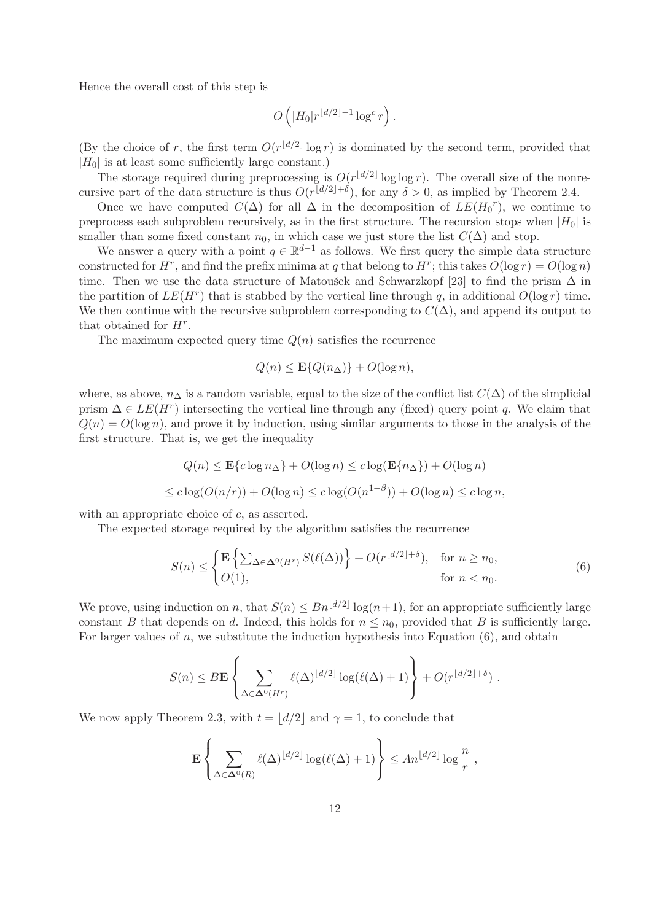Hence the overall cost of this step is

$$O\left(|H_0| r^{\lfloor d/2 \rfloor - 1} \log^c r\right).$$

(By the choice of $r$, the first term $O(r^{\lfloor d/2 \rfloor} \log r)$ is dominated by the second term, provided that $|H_0|$ is at least some sufficiently large constant.)

The storage required during preprocessing is $O(r^{\lfloor d/2 \rfloor} \log \log r)$. The overall size of the nonrecursive part of the data structure is thus $O(r^{\lfloor d/2 \rfloor + \delta})$, for any $\delta > 0$, as implied by Theorem 2.4.

Once we have computed $C(\Delta)$ for all $\Delta$ in the decomposition of $\overline{LE}(H_0{}^r)$, we continue to preprocess each subproblem recursively, as in the first structure. The recursion stops when $|H_0|$ is smaller than some fixed constant $n_0$, in which case we just store the list $C(\Delta)$ and stop.

We answer a query with a point $q \in \mathbb{R}^{d-1}$ as follows. We first query the simple data structure constructed for $H^r$, and find the prefix minima at $q$ that belong to $H^r$; this takes $O(\log r) = O(\log n)$ time. Then we use the data structure of Matoušek and Schwarzkopf [23] to find the prism $\Delta$ in the partition of $\overline{LE}(H^r)$ that is stabbed by the vertical line through $q$, in additional $O(\log r)$ time. We then continue with the recursive subproblem corresponding to $C(\Delta)$, and append its output to that obtained for $H^r$.

The maximum expected query time $Q(n)$ satisfies the recurrence

$$Q(n) \leq \mathbf{E}\{Q(n_\Delta)\} + O(\log n),$$

where, as above, $n_\Delta$ is a random variable, equal to the size of the conflict list $C(\Delta)$ of the simplicial prism $\Delta \in \overline{LE}(H^r)$ intersecting the vertical line through any (fixed) query point $q$. We claim that $Q(n) = O(\log n)$, and prove it by induction, using similar arguments to those in the analysis of the first structure. That is, we get the inequality

$$Q(n) \leq \mathbf{E}\{c \log n_\Delta\} + O(\log n) \leq c \log(\mathbf{E}\{n_\Delta\}) + O(\log n)$$

$$\leq c \log(O(n/r)) + O(\log n) \leq c \log(O(n^{1-\beta})) + O(\log n) \leq c \log n,$$

with an appropriate choice of $c$, as asserted.

The expected storage required by the algorithm satisfies the recurrence

$$S(n) \leq \begin{cases} \mathbf{E}\left\{\sum_{\Delta \in \mathbf{\Delta}^0(H^r)} S(\ell(\Delta))\right\} + O(r^{\lfloor d/2 \rfloor + \delta}), & \text{for } n \geq n_0, \\ O(1), & \text{for } n < n_0. \end{cases} \tag{6}$$

We prove, using induction on $n$, that $S(n) \leq B n^{\lfloor d/2 \rfloor} \log(n+1)$, for an appropriate sufficiently large constant $B$ that depends on $d$. Indeed, this holds for $n \leq n_0$, provided that $B$ is sufficiently large. For larger values of $n$, we substitute the induction hypothesis into Equation (6), and obtain

$$S(n) \leq B \mathbf{E}\left\{\sum_{\Delta \in \mathbf{\Delta}^0(H^r)} \ell(\Delta)^{\lfloor d/2 \rfloor} \log(\ell(\Delta) + 1)\right\} + O(r^{\lfloor d/2 \rfloor + \delta}).$$

We now apply Theorem 2.3, with $t = \lfloor d/2 \rfloor$ and $\gamma = 1$, to conclude that

$$\mathbf{E}\left\{\sum_{\Delta \in \mathbf{\Delta}^0(R)} \ell(\Delta)^{\lfloor d/2 \rfloor} \log(\ell(\Delta) + 1)\right\} \leq A n^{\lfloor d/2 \rfloor} \log \frac{n}{r},$$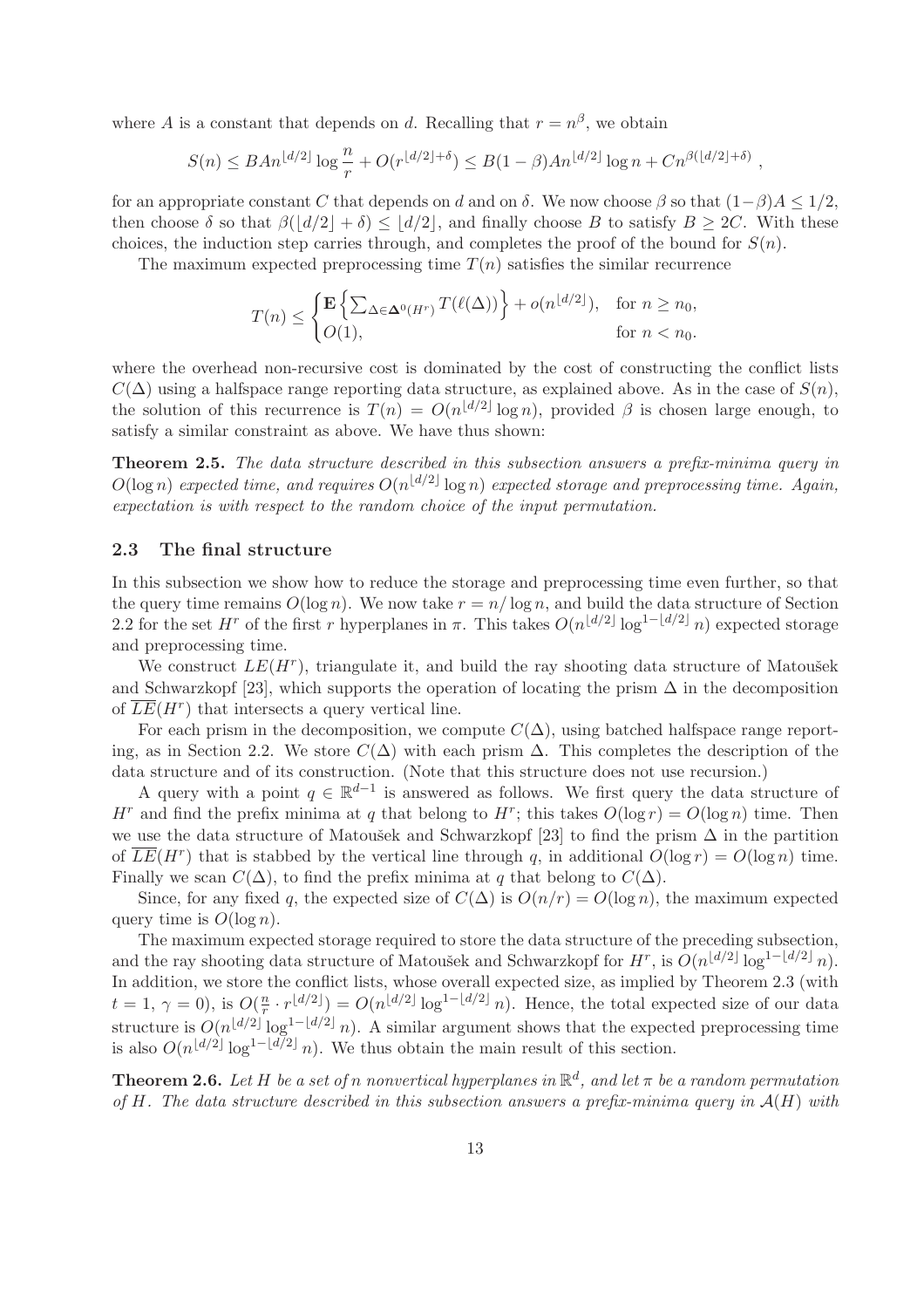where $A$ is a constant that depends on $d$. Recalling that $r = n^\beta$, we obtain

$$S(n) \le BAn^{\lfloor d/2 \rfloor} \log \frac{n}{r} + O(r^{\lfloor d/2 \rfloor + \delta}) \le B(1-\beta)An^{\lfloor d/2 \rfloor} \log n + Cn^{\beta(\lfloor d/2 \rfloor + \delta)} \ ,$$

for an appropriate constant $C$ that depends on $d$ and on $\delta$. We now choose $\beta$ so that $(1-\beta)A \le 1/2$, then choose $\delta$ so that $\beta(\lfloor d/2 \rfloor + \delta) \le \lfloor d/2 \rfloor$, and finally choose $B$ to satisfy $B \ge 2C$. With these choices, the induction step carries through, and completes the proof of the bound for $S(n)$.

The maximum expected preprocessing time $T(n)$ satisfies the similar recurrence

$$T(n) \le \begin{cases} \mathbf{E}\left\{ \sum_{\Delta \in \mathbf{\Delta}^0(H^r)} T(\ell(\Delta)) \right\} + o(n^{\lfloor d/2 \rfloor}), & \text{for } n \ge n_0, \\ O(1), & \text{for } n < n_0. \end{cases}$$

where the overhead non-recursive cost is dominated by the cost of constructing the conflict lists $C(\Delta)$ using a halfspace range reporting data structure, as explained above. As in the case of $S(n)$, the solution of this recurrence is $T(n) = O(n^{\lfloor d/2 \rfloor} \log n)$, provided $\beta$ is chosen large enough, to satisfy a similar constraint as above. We have thus shown:

**Theorem 2.5.** *The data structure described in this subsection answers a prefix-minima query in $O(\log n)$ expected time, and requires $O(n^{\lfloor d/2 \rfloor} \log n)$ expected storage and preprocessing time. Again, expectation is with respect to the random choice of the input permutation.*

### 2.3 The final structure

In this subsection we show how to reduce the storage and preprocessing time even further, so that the query time remains $O(\log n)$. We now take $r = n/\log n$, and build the data structure of Section 2.2 for the set $H^r$ of the first $r$ hyperplanes in $\pi$. This takes $O(n^{\lfloor d/2 \rfloor} \log^{1-\lfloor d/2 \rfloor} n)$ expected storage and preprocessing time.

We construct $LE(H^r)$, triangulate it, and build the ray shooting data structure of Matoušek and Schwarzkopf [23], which supports the operation of locating the prism $\Delta$ in the decomposition of $\overline{LE}(H^r)$ that intersects a query vertical line.

For each prism in the decomposition, we compute $C(\Delta)$, using batched halfspace range reporting, as in Section 2.2. We store $C(\Delta)$ with each prism $\Delta$. This completes the description of the data structure and of its construction. (Note that this structure does not use recursion.)

A query with a point $q \in \mathbb{R}^{d-1}$ is answered as follows. We first query the data structure of $H^r$ and find the prefix minima at $q$ that belong to $H^r$; this takes $O(\log r) = O(\log n)$ time. Then we use the data structure of Matoušek and Schwarzkopf [23] to find the prism $\Delta$ in the partition of $\overline{LE}(H^r)$ that is stabbed by the vertical line through $q$, in additional $O(\log r) = O(\log n)$ time. Finally we scan $C(\Delta)$, to find the prefix minima at $q$ that belong to $C(\Delta)$.

Since, for any fixed $q$, the expected size of $C(\Delta)$ is $O(n/r) = O(\log n)$, the maximum expected query time is $O(\log n)$.

The maximum expected storage required to store the data structure of the preceding subsection, and the ray shooting data structure of Matoušek and Schwarzkopf for $H^r$, is $O(n^{\lfloor d/2 \rfloor} \log^{1-\lfloor d/2 \rfloor} n)$. In addition, we store the conflict lists, whose overall expected size, as implied by Theorem 2.3 (with $t = 1$, $\gamma = 0$), is $O(\frac{n}{r} \cdot r^{\lfloor d/2 \rfloor}) = O(n^{\lfloor d/2 \rfloor} \log^{1-\lfloor d/2 \rfloor} n)$. Hence, the total expected size of our data structure is $O(n^{\lfloor d/2 \rfloor} \log^{1-\lfloor d/2 \rfloor} n)$. A similar argument shows that the expected preprocessing time is also $O(n^{\lfloor d/2 \rfloor} \log^{1-\lfloor d/2 \rfloor} n)$. We thus obtain the main result of this section.

**Theorem 2.6.** *Let $H$ be a set of $n$ nonvertical hyperplanes in $\mathbb{R}^d$, and let $\pi$ be a random permutation of $H$. The data structure described in this subsection answers a prefix-minima query in $\mathcal{A}(H)$ with*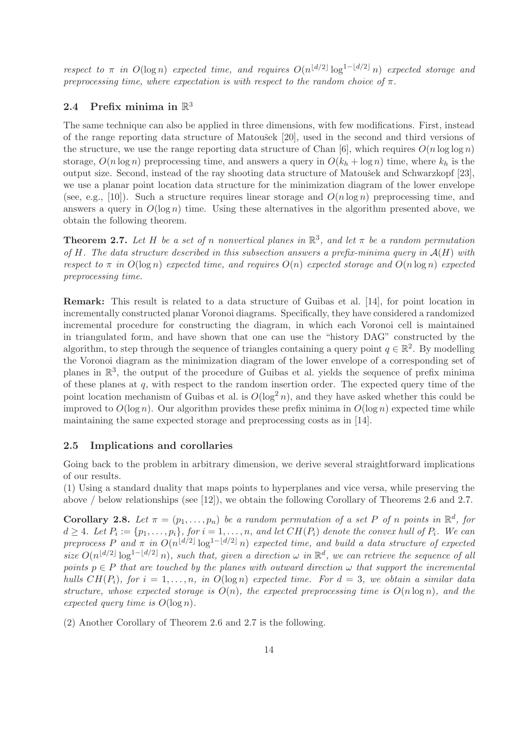*respect to $\pi$ in $O(\log n)$ expected time, and requires $O(n^{\lfloor d/2 \rfloor} \log^{1-\lfloor d/2 \rfloor} n)$ expected storage and preprocessing time, where expectation is with respect to the random choice of $\pi$.*

## 2.4 Prefix minima in $\mathbb{R}^3$

The same technique can also be applied in three dimensions, with few modifications. First, instead of the range reporting data structure of Matoušek [20], used in the second and third versions of the structure, we use the range reporting data structure of Chan [6], which requires $O(n \log \log n)$ storage, $O(n \log n)$ preprocessing time, and answers a query in $O(k_h + \log n)$ time, where $k_h$ is the output size. Second, instead of the ray shooting data structure of Matoušek and Schwarzkopf [23], we use a planar point location data structure for the minimization diagram of the lower envelope (see, e.g., [10]). Such a structure requires linear storage and $O(n \log n)$ preprocessing time, and answers a query in $O(\log n)$ time. Using these alternatives in the algorithm presented above, we obtain the following theorem.

**Theorem 2.7.** *Let $H$ be a set of $n$ nonvertical planes in $\mathbb{R}^3$, and let $\pi$ be a random permutation of $H$. The data structure described in this subsection answers a prefix-minima query in $\mathcal{A}(H)$ with respect to $\pi$ in $O(\log n)$ expected time, and requires $O(n)$ expected storage and $O(n \log n)$ expected preprocessing time.*

**Remark:** This result is related to a data structure of Guibas et al. [14], for point location in incrementally constructed planar Voronoi diagrams. Specifically, they have considered a randomized incremental procedure for constructing the diagram, in which each Voronoi cell is maintained in triangulated form, and have shown that one can use the "history DAG" constructed by the algorithm, to step through the sequence of triangles containing a query point $q \in \mathbb{R}^2$. By modelling the Voronoi diagram as the minimization diagram of the lower envelope of a corresponding set of planes in $\mathbb{R}^3$, the output of the procedure of Guibas et al. yields the sequence of prefix minima of these planes at $q$, with respect to the random insertion order. The expected query time of the point location mechanism of Guibas et al. is $O(\log^2 n)$, and they have asked whether this could be improved to $O(\log n)$. Our algorithm provides these prefix minima in $O(\log n)$ expected time while maintaining the same expected storage and preprocessing costs as in [14].

## 2.5 Implications and corollaries

Going back to the problem in arbitrary dimension, we derive several straightforward implications of our results.

(1) Using a standard duality that maps points to hyperplanes and vice versa, while preserving the above / below relationships (see [12]), we obtain the following Corollary of Theorems 2.6 and 2.7.

**Corollary 2.8.** *Let $\pi = (p_1, \ldots, p_n)$ be a random permutation of a set $P$ of $n$ points in $\mathbb{R}^d$, for $d \geq 4$. Let $P_i := \{p_1, \ldots, p_i\}$, for $i = 1, \ldots, n$, and let $CH(P_i)$ denote the convex hull of $P_i$. We can preprocess $P$ and $\pi$ in $O(n^{\lfloor d/2 \rfloor} \log^{1-\lfloor d/2 \rfloor} n)$ expected time, and build a data structure of expected size $O(n^{\lfloor d/2 \rfloor} \log^{1-\lfloor d/2 \rfloor} n)$, such that, given a direction $\omega$ in $\mathbb{R}^d$, we can retrieve the sequence of all points $p \in P$ that are touched by the planes with outward direction $\omega$ that support the incremental hulls $CH(P_i)$, for $i = 1, \ldots, n$, in $O(\log n)$ expected time. For $d = 3$, we obtain a similar data structure, whose expected storage is $O(n)$, the expected preprocessing time is $O(n \log n)$, and the expected query time is $O(\log n)$.*

(2) Another Corollary of Theorem 2.6 and 2.7 is the following.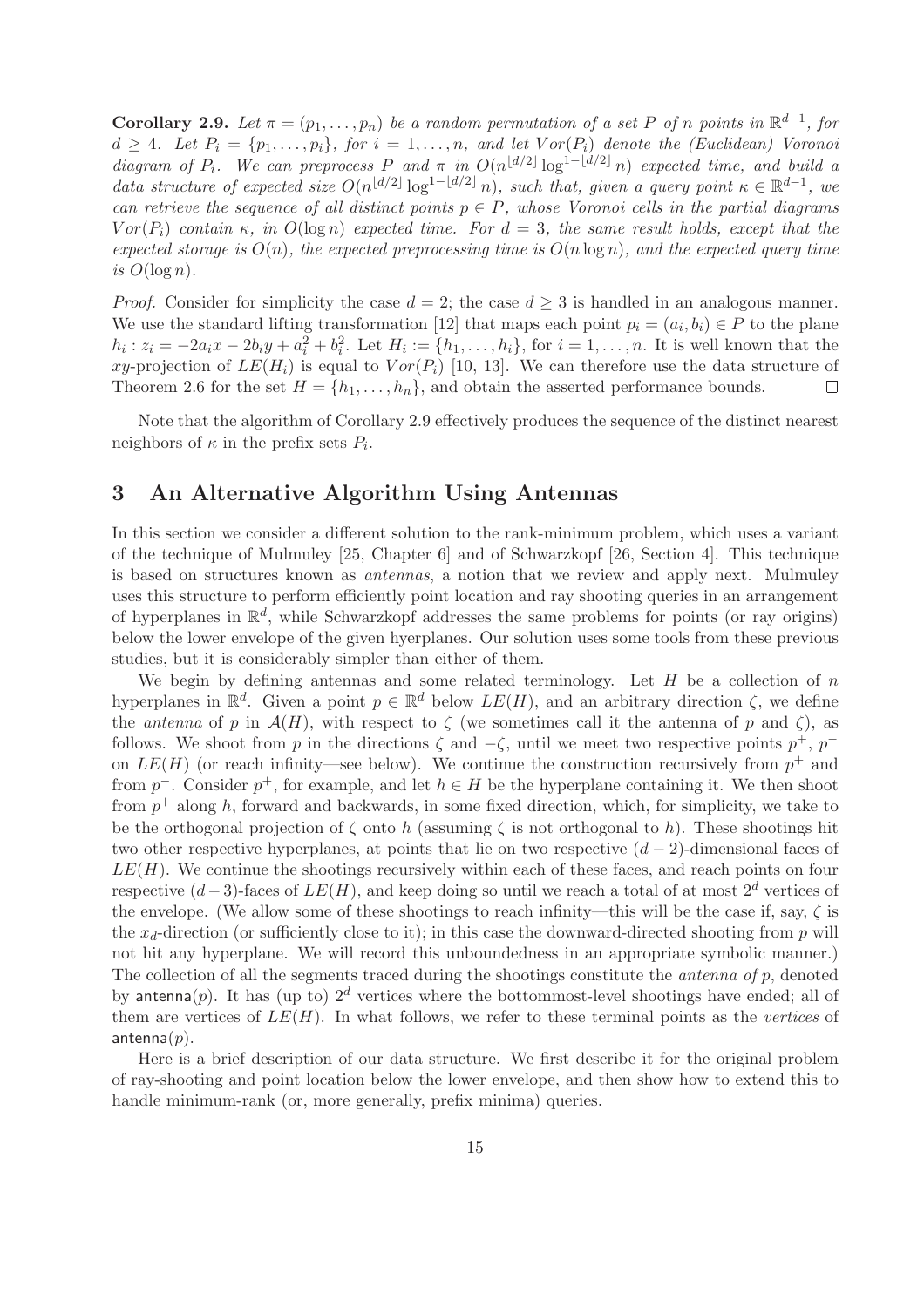**Corollary 2.9.** *Let $\pi = (p_1, \ldots, p_n)$ be a random permutation of a set $P$ of $n$ points in $\mathbb{R}^{d-1}$, for $d \geq 4$. Let $P_i = \{p_1, \ldots, p_i\}$, for $i = 1, \ldots, n$, and let $Vor(P_i)$ denote the (Euclidean) Voronoi diagram of $P_i$. We can preprocess $P$ and $\pi$ in $O(n^{\lfloor d/2 \rfloor} \log^{1-\lfloor d/2 \rfloor} n)$ expected time, and build a data structure of expected size $O(n^{\lfloor d/2 \rfloor} \log^{1-\lfloor d/2 \rfloor} n)$, such that, given a query point $\kappa \in \mathbb{R}^{d-1}$, we can retrieve the sequence of all distinct points $p \in P$, whose Voronoi cells in the partial diagrams $Vor(P_i)$ contain $\kappa$, in $O(\log n)$ expected time. For $d = 3$, the same result holds, except that the expected storage is $O(n)$, the expected preprocessing time is $O(n \log n)$, and the expected query time is $O(\log n)$.*

*Proof.* Consider for simplicity the case $d = 2$; the case $d \geq 3$ is handled in an analogous manner. We use the standard lifting transformation [12] that maps each point $p_i = (a_i, b_i) \in P$ to the plane $h_i : z_i = -2a_i x - 2b_i y + a_i^2 + b_i^2$. Let $H_i := \{h_1, \ldots, h_i\}$, for $i = 1, \ldots, n$. It is well known that the $xy$-projection of $LE(H_i)$ is equal to $Vor(P_i)$ [10, 13]. We can therefore use the data structure of Theorem 2.6 for the set $H = \{h_1, \ldots, h_n\}$, and obtain the asserted performance bounds. $\square$

Note that the algorithm of Corollary 2.9 effectively produces the sequence of the distinct nearest neighbors of $\kappa$ in the prefix sets $P_i$.

## 3 An Alternative Algorithm Using Antennas

In this section we consider a different solution to the rank-minimum problem, which uses a variant of the technique of Mulmuley [25, Chapter 6] and of Schwarzkopf [26, Section 4]. This technique is based on structures known as *antennas*, a notion that we review and apply next. Mulmuley uses this structure to perform efficiently point location and ray shooting queries in an arrangement of hyperplanes in $\mathbb{R}^d$, while Schwarzkopf addresses the same problems for points (or ray origins) below the lower envelope of the given hyerplanes. Our solution uses some tools from these previous studies, but it is considerably simpler than either of them.

We begin by defining antennas and some related terminology. Let $H$ be a collection of $n$ hyperplanes in $\mathbb{R}^d$. Given a point $p \in \mathbb{R}^d$ below $LE(H)$, and an arbitrary direction $\zeta$, we define the *antenna* of $p$ in $\mathcal{A}(H)$, with respect to $\zeta$ (we sometimes call it the antenna of $p$ and $\zeta$), as follows. We shoot from $p$ in the directions $\zeta$ and $-\zeta$, until we meet two respective points $p^+$, $p^-$ on $LE(H)$ (or reach infinity—see below). We continue the construction recursively from $p^+$ and from $p^-$. Consider $p^+$, for example, and let $h \in H$ be the hyperplane containing it. We then shoot from $p^+$ along $h$, forward and backwards, in some fixed direction, which, for simplicity, we take to be the orthogonal projection of $\zeta$ onto $h$ (assuming $\zeta$ is not orthogonal to $h$). These shootings hit two other respective hyperplanes, at points that lie on two respective $(d-2)$-dimensional faces of $LE(H)$. We continue the shootings recursively within each of these faces, and reach points on four respective $(d-3)$-faces of $LE(H)$, and keep doing so until we reach a total of at most $2^d$ vertices of the envelope. (We allow some of these shootings to reach infinity—this will be the case if, say, $\zeta$ is the $x_d$-direction (or sufficiently close to it); in this case the downward-directed shooting from $p$ will not hit any hyperplane. We will record this unboundedness in an appropriate symbolic manner.) The collection of all the segments traced during the shootings constitute the *antenna of $p$*, denoted by $\mathsf{antenna}(p)$. It has (up to) $2^d$ vertices where the bottommost-level shootings have ended; all of them are vertices of $LE(H)$. In what follows, we refer to these terminal points as the *vertices* of $\mathsf{antenna}(p)$.

Here is a brief description of our data structure. We first describe it for the original problem of ray-shooting and point location below the lower envelope, and then show how to extend this to handle minimum-rank (or, more generally, prefix minima) queries.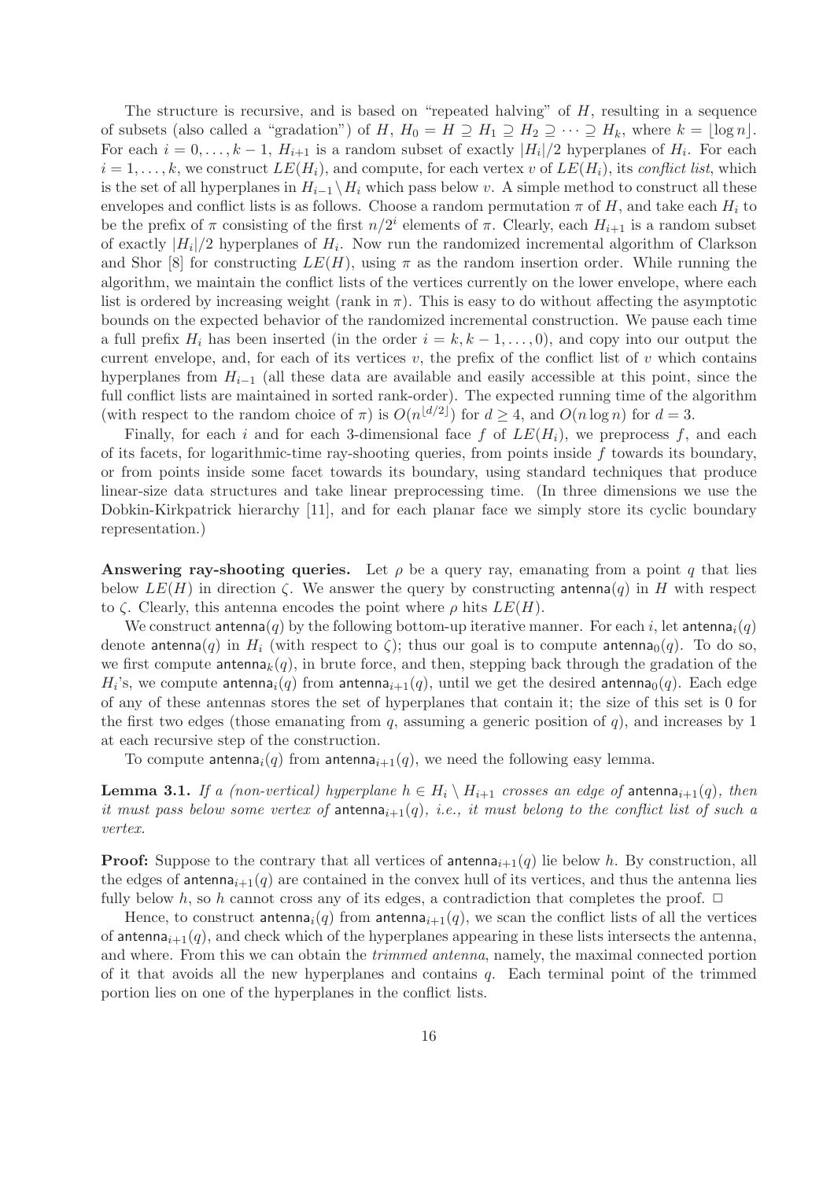The structure is recursive, and is based on "repeated halving" of $H$, resulting in a sequence of subsets (also called a "gradation") of $H$, $H_0 = H \supseteq H_1 \supseteq H_2 \supseteq \cdots \supseteq H_k$, where $k = \lfloor \log n \rfloor$. For each $i = 0, \ldots, k-1$, $H_{i+1}$ is a random subset of exactly $|H_i|/2$ hyperplanes of $H_i$. For each $i = 1, \ldots, k$, we construct $LE(H_i)$, and compute, for each vertex $v$ of $LE(H_i)$, its *conflict list*, which is the set of all hyperplanes in $H_{i-1} \setminus H_i$ which pass below $v$. A simple method to construct all these envelopes and conflict lists is as follows. Choose a random permutation $\pi$ of $H$, and take each $H_i$ to be the prefix of $\pi$ consisting of the first $n/2^i$ elements of $\pi$. Clearly, each $H_{i+1}$ is a random subset of exactly $|H_i|/2$ hyperplanes of $H_i$. Now run the randomized incremental algorithm of Clarkson and Shor [8] for constructing $LE(H)$, using $\pi$ as the random insertion order. While running the algorithm, we maintain the conflict lists of the vertices currently on the lower envelope, where each list is ordered by increasing weight (rank in $\pi$). This is easy to do without affecting the asymptotic bounds on the expected behavior of the randomized incremental construction. We pause each time a full prefix $H_i$ has been inserted (in the order $i = k, k-1, \ldots, 0$), and copy into our output the current envelope, and, for each of its vertices $v$, the prefix of the conflict list of $v$ which contains hyperplanes from $H_{i-1}$ (all these data are available and easily accessible at this point, since the full conflict lists are maintained in sorted rank-order). The expected running time of the algorithm (with respect to the random choice of $\pi$) is $O(n^{\lfloor d/2 \rfloor})$ for $d \geq 4$, and $O(n \log n)$ for $d = 3$.

Finally, for each $i$ and for each 3-dimensional face $f$ of $LE(H_i)$, we preprocess $f$, and each of its facets, for logarithmic-time ray-shooting queries, from points inside $f$ towards its boundary, or from points inside some facet towards its boundary, using standard techniques that produce linear-size data structures and take linear preprocessing time. (In three dimensions we use the Dobkin-Kirkpatrick hierarchy [11], and for each planar face we simply store its cyclic boundary representation.)

**Answering ray-shooting queries.** Let $\rho$ be a query ray, emanating from a point $q$ that lies below $LE(H)$ in direction $\zeta$. We answer the query by constructing $\mathsf{antenna}(q)$ in $H$ with respect to $\zeta$. Clearly, this antenna encodes the point where $\rho$ hits $LE(H)$.

We construct $\mathsf{antenna}(q)$ by the following bottom-up iterative manner. For each $i$, let $\mathsf{antenna}_i(q)$ denote $\mathsf{antenna}(q)$ in $H_i$ (with respect to $\zeta$); thus our goal is to compute $\mathsf{antenna}_0(q)$. To do so, we first compute $\mathsf{antenna}_k(q)$, in brute force, and then, stepping back through the gradation of the $H_i$'s, we compute $\mathsf{antenna}_i(q)$ from $\mathsf{antenna}_{i+1}(q)$, until we get the desired $\mathsf{antenna}_0(q)$. Each edge of any of these antennas stores the set of hyperplanes that contain it; the size of this set is 0 for the first two edges (those emanating from $q$, assuming a generic position of $q$), and increases by 1 at each recursive step of the construction.

To compute $\mathsf{antenna}_i(q)$ from $\mathsf{antenna}_{i+1}(q)$, we need the following easy lemma.

**Lemma 3.1.** *If a (non-vertical) hyperplane $h \in H_i \setminus H_{i+1}$ crosses an edge of $\mathsf{antenna}_{i+1}(q)$, then it must pass below some vertex of $\mathsf{antenna}_{i+1}(q)$, i.e., it must belong to the conflict list of such a vertex.*

**Proof:** Suppose to the contrary that all vertices of $\mathsf{antenna}_{i+1}(q)$ lie below $h$. By construction, all the edges of $\mathsf{antenna}_{i+1}(q)$ are contained in the convex hull of its vertices, and thus the antenna lies fully below $h$, so $h$ cannot cross any of its edges, a contradiction that completes the proof. $\Box$

Hence, to construct $\mathsf{antenna}_i(q)$ from $\mathsf{antenna}_{i+1}(q)$, we scan the conflict lists of all the vertices of $\mathsf{antenna}_{i+1}(q)$, and check which of the hyperplanes appearing in these lists intersects the antenna, and where. From this we can obtain the *trimmed antenna*, namely, the maximal connected portion of it that avoids all the new hyperplanes and contains $q$. Each terminal point of the trimmed portion lies on one of the hyperplanes in the conflict lists.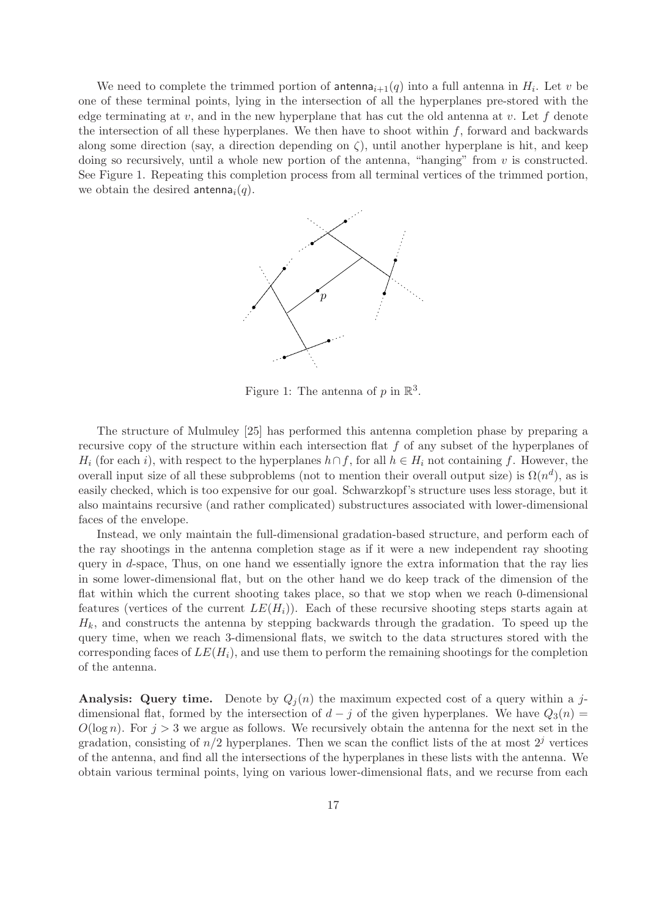We need to complete the trimmed portion of $\mathsf{antenna}_{i+1}(q)$ into a full antenna in $H_i$. Let $v$ be one of these terminal points, lying in the intersection of all the hyperplanes pre-stored with the edge terminating at $v$, and in the new hyperplane that has cut the old antenna at $v$. Let $f$ denote the intersection of all these hyperplanes. We then have to shoot within $f$, forward and backwards along some direction (say, a direction depending on $\zeta$), until another hyperplane is hit, and keep doing so recursively, until a whole new portion of the antenna, "hanging" from $v$ is constructed. See Figure 1. Repeating this completion process from all terminal vertices of the trimmed portion, we obtain the desired $\mathsf{antenna}_i(q)$.

Figure 1: The antenna of $p$ in $\mathbb{R}^3$.

The structure of Mulmuley [25] has performed this antenna completion phase by preparing a recursive copy of the structure within each intersection flat $f$ of any subset of the hyperplanes of $H_i$ (for each $i$), with respect to the hyperplanes $h \cap f$, for all $h \in H_i$ not containing $f$. However, the overall input size of all these subproblems (not to mention their overall output size) is $\Omega(n^d)$, as is easily checked, which is too expensive for our goal. Schwarzkopf's structure uses less storage, but it also maintains recursive (and rather complicated) substructures associated with lower-dimensional faces of the envelope.

Instead, we only maintain the full-dimensional gradation-based structure, and perform each of the ray shootings in the antenna completion stage as if it were a new independent ray shooting query in $d$-space, Thus, on one hand we essentially ignore the extra information that the ray lies in some lower-dimensional flat, but on the other hand we do keep track of the dimension of the flat within which the current shooting takes place, so that we stop when we reach 0-dimensional features (vertices of the current $LE(H_i)$). Each of these recursive shooting steps starts again at $H_k$, and constructs the antenna by stepping backwards through the gradation. To speed up the query time, when we reach 3-dimensional flats, we switch to the data structures stored with the corresponding faces of $LE(H_i)$, and use them to perform the remaining shootings for the completion of the antenna.

**Analysis: Query time.** Denote by $Q_j(n)$ the maximum expected cost of a query within a $j$-dimensional flat, formed by the intersection of $d - j$ of the given hyperplanes. We have $Q_3(n) = O(\log n)$. For $j > 3$ we argue as follows. We recursively obtain the antenna for the next set in the gradation, consisting of $n/2$ hyperplanes. Then we scan the conflict lists of the at most $2^j$ vertices of the antenna, and find all the intersections of the hyperplanes in these lists with the antenna. We obtain various terminal points, lying on various lower-dimensional flats, and we recurse from each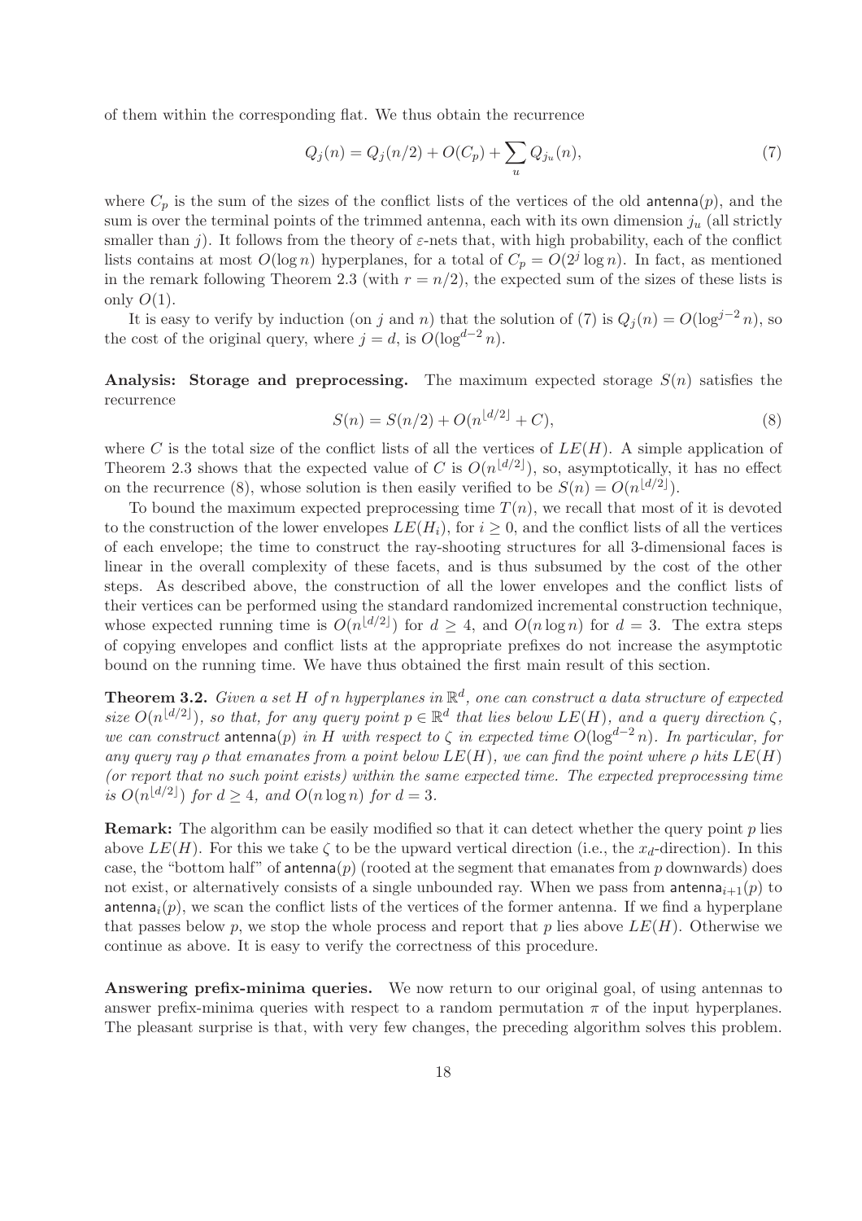of them within the corresponding flat. We thus obtain the recurrence

$$Q_j(n) = Q_j(n/2) + O(C_p) + \sum_u Q_{j_u}(n), \tag{7}$$

where $C_p$ is the sum of the sizes of the conflict lists of the vertices of the old $\mathsf{antenna}(p)$, and the sum is over the terminal points of the trimmed antenna, each with its own dimension $j_u$ (all strictly smaller than $j$). It follows from the theory of $\varepsilon$-nets that, with high probability, each of the conflict lists contains at most $O(\log n)$ hyperplanes, for a total of $C_p = O(2^j \log n)$. In fact, as mentioned in the remark following Theorem 2.3 (with $r = n/2$), the expected sum of the sizes of these lists is only $O(1)$.

It is easy to verify by induction (on $j$ and $n$) that the solution of (7) is $Q_j(n) = O(\log^{j-2} n)$, so the cost of the original query, where $j = d$, is $O(\log^{d-2} n)$.

**Analysis: Storage and preprocessing.** The maximum expected storage $S(n)$ satisfies the recurrence

$$S(n) = S(n/2) + O(n^{\lfloor d/2 \rfloor} + C), \tag{8}$$

where $C$ is the total size of the conflict lists of all the vertices of $LE(H)$. A simple application of Theorem 2.3 shows that the expected value of $C$ is $O(n^{\lfloor d/2 \rfloor})$, so, asymptotically, it has no effect on the recurrence (8), whose solution is then easily verified to be $S(n) = O(n^{\lfloor d/2 \rfloor})$.

To bound the maximum expected preprocessing time $T(n)$, we recall that most of it is devoted to the construction of the lower envelopes $LE(H_i)$, for $i \geq 0$, and the conflict lists of all the vertices of each envelope; the time to construct the ray-shooting structures for all 3-dimensional faces is linear in the overall complexity of these facets, and is thus subsumed by the cost of the other steps. As described above, the construction of all the lower envelopes and the conflict lists of their vertices can be performed using the standard randomized incremental construction technique, whose expected running time is $O(n^{\lfloor d/2 \rfloor})$ for $d \geq 4$, and $O(n \log n)$ for $d = 3$. The extra steps of copying envelopes and conflict lists at the appropriate prefixes do not increase the asymptotic bound on the running time. We have thus obtained the first main result of this section.

**Theorem 3.2.** *Given a set $H$ of $n$ hyperplanes in $\mathbb{R}^d$, one can construct a data structure of expected size $O(n^{\lfloor d/2 \rfloor})$, so that, for any query point $p \in \mathbb{R}^d$ that lies below $LE(H)$, and a query direction $\zeta$, we can construct $\mathsf{antenna}(p)$ in $H$ with respect to $\zeta$ in expected time $O(\log^{d-2} n)$. In particular, for any query ray $\rho$ that emanates from a point below $LE(H)$, we can find the point where $\rho$ hits $LE(H)$ (or report that no such point exists) within the same expected time. The expected preprocessing time is $O(n^{\lfloor d/2 \rfloor})$ for $d \geq 4$, and $O(n \log n)$ for $d = 3$.*

**Remark:** The algorithm can be easily modified so that it can detect whether the query point $p$ lies above $LE(H)$. For this we take $\zeta$ to be the upward vertical direction (i.e., the $x_d$-direction). In this case, the "bottom half" of $\mathsf{antenna}(p)$ (rooted at the segment that emanates from $p$ downwards) does not exist, or alternatively consists of a single unbounded ray. When we pass from $\mathsf{antenna}_{i+1}(p)$ to $\mathsf{antenna}_i(p)$, we scan the conflict lists of the vertices of the former antenna. If we find a hyperplane that passes below $p$, we stop the whole process and report that $p$ lies above $LE(H)$. Otherwise we continue as above. It is easy to verify the correctness of this procedure.

**Answering prefix-minima queries.** We now return to our original goal, of using antennas to answer prefix-minima queries with respect to a random permutation $\pi$ of the input hyperplanes. The pleasant surprise is that, with very few changes, the preceding algorithm solves this problem.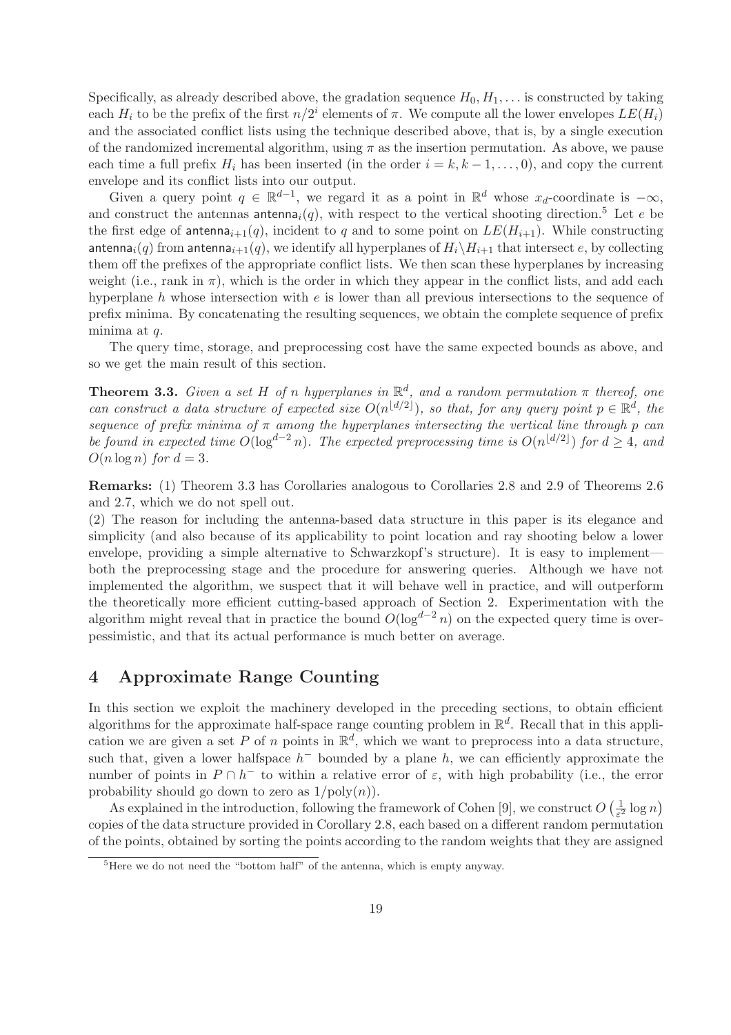Specifically, as already described above, the gradation sequence $H_0, H_1, \ldots$ is constructed by taking each $H_i$ to be the prefix of the first $n/2^i$ elements of $\pi$. We compute all the lower envelopes $LE(H_i)$ and the associated conflict lists using the technique described above, that is, by a single execution of the randomized incremental algorithm, using $\pi$ as the insertion permutation. As above, we pause each time a full prefix $H_i$ has been inserted (in the order $i = k, k-1, \ldots, 0$), and copy the current envelope and its conflict lists into our output.

Given a query point $q \in \mathbb{R}^{d-1}$, we regard it as a point in $\mathbb{R}^d$ whose $x_d$-coordinate is $-\infty$, and construct the antennas $\mathsf{antenna}_i(q)$, with respect to the vertical shooting direction.[5] Let $e$ be the first edge of $\mathsf{antenna}_{i+1}(q)$, incident to $q$ and to some point on $LE(H_{i+1})$. While constructing $\mathsf{antenna}_i(q)$ from $\mathsf{antenna}_{i+1}(q)$, we identify all hyperplanes of $H_i \setminus H_{i+1}$ that intersect $e$, by collecting them off the prefixes of the appropriate conflict lists. We then scan these hyperplanes by increasing weight (i.e., rank in $\pi$), which is the order in which they appear in the conflict lists, and add each hyperplane $h$ whose intersection with $e$ is lower than all previous intersections to the sequence of prefix minima. By concatenating the resulting sequences, we obtain the complete sequence of prefix minima at $q$.

The query time, storage, and preprocessing cost have the same expected bounds as above, and so we get the main result of this section.

**Theorem 3.3.** *Given a set $H$ of $n$ hyperplanes in $\mathbb{R}^d$, and a random permutation $\pi$ thereof, one can construct a data structure of expected size $O(n^{\lfloor d/2 \rfloor})$, so that, for any query point $p \in \mathbb{R}^d$, the sequence of prefix minima of $\pi$ among the hyperplanes intersecting the vertical line through $p$ can be found in expected time $O(\log^{d-2} n)$. The expected preprocessing time is $O(n^{\lfloor d/2 \rfloor})$ for $d \geq 4$, and $O(n \log n)$ for $d = 3$.*

**Remarks:** (1) Theorem 3.3 has Corollaries analogous to Corollaries 2.8 and 2.9 of Theorems 2.6 and 2.7, which we do not spell out.

(2) The reason for including the antenna-based data structure in this paper is its elegance and simplicity (and also because of its applicability to point location and ray shooting below a lower envelope, providing a simple alternative to Schwarzkopf's structure). It is easy to implement—both the preprocessing stage and the procedure for answering queries. Although we have not implemented the algorithm, we suspect that it will behave well in practice, and will outperform the theoretically more efficient cutting-based approach of Section 2. Experimentation with the algorithm might reveal that in practice the bound $O(\log^{d-2} n)$ on the expected query time is over-pessimistic, and that its actual performance is much better on average.

## 4 Approximate Range Counting

In this section we exploit the machinery developed in the preceding sections, to obtain efficient algorithms for the approximate half-space range counting problem in $\mathbb{R}^d$. Recall that in this application we are given a set $P$ of $n$ points in $\mathbb{R}^d$, which we want to preprocess into a data structure, such that, given a lower halfspace $h^-$ bounded by a plane $h$, we can efficiently approximate the number of points in $P \cap h^-$ to within a relative error of $\varepsilon$, with high probability (i.e., the error probability should go down to zero as $1/\text{poly}(n)$).

As explained in the introduction, following the framework of Cohen [9], we construct $O\left(\frac{1}{\varepsilon^2} \log n\right)$ copies of the data structure provided in Corollary 2.8, each based on a different random permutation of the points, obtained by sorting the points according to the random weights that they are assigned

[5] Here we do not need the "bottom half" of the antenna, which is empty anyway.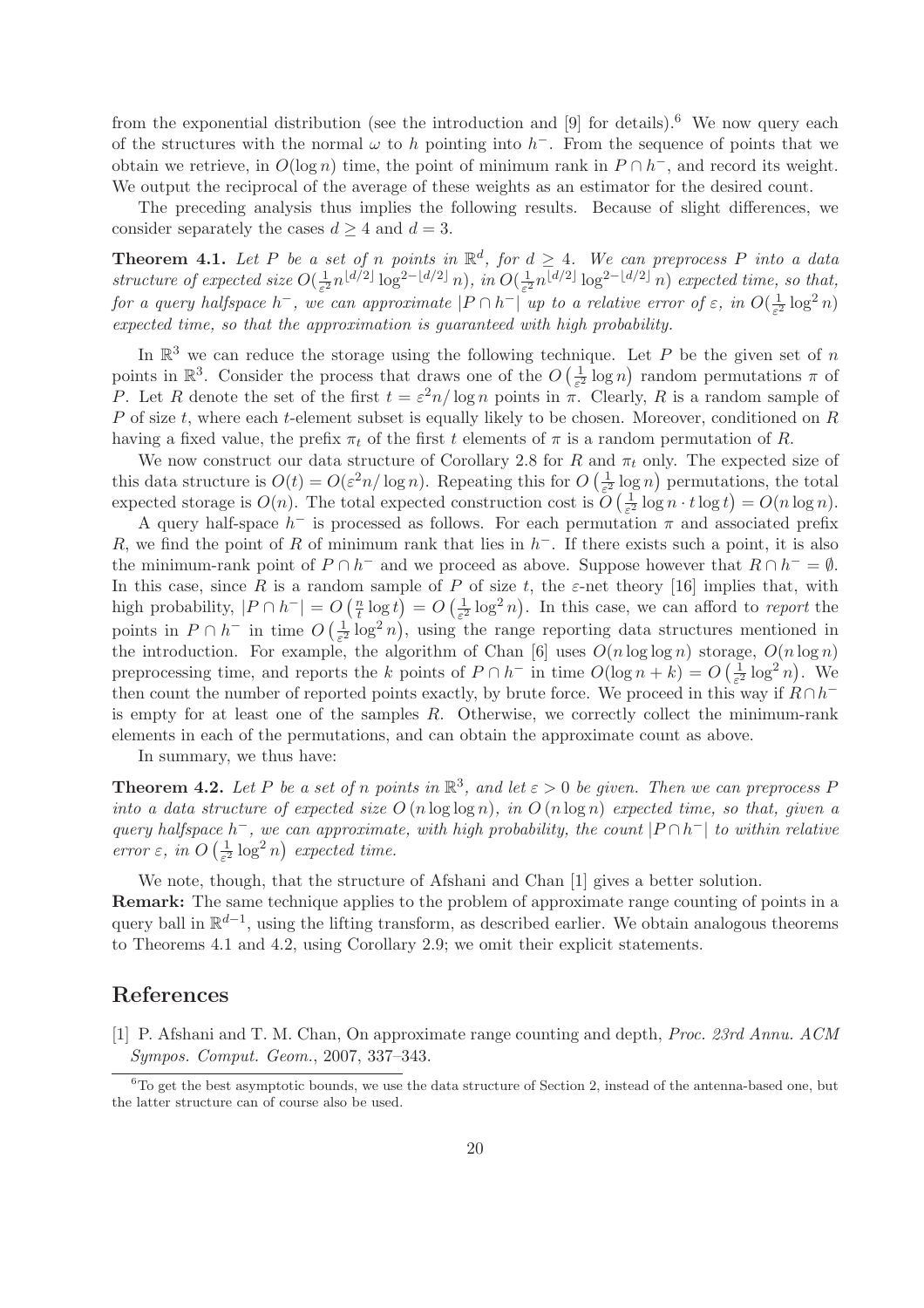from the exponential distribution (see the introduction and [9] for details).[6] We now query each of the structures with the normal $\omega$ to $h$ pointing into $h^-$. From the sequence of points that we obtain we retrieve, in $O(\log n)$ time, the point of minimum rank in $P \cap h^-$, and record its weight. We output the reciprocal of the average of these weights as an estimator for the desired count.

The preceding analysis thus implies the following results. Because of slight differences, we consider separately the cases $d \geq 4$ and $d = 3$.

**Theorem 4.1.** *Let $P$ be a set of $n$ points in $\mathbb{R}^d$, for $d \geq 4$. We can preprocess $P$ into a data structure of expected size $O(\frac{1}{\varepsilon^2} n^{\lfloor d/2 \rfloor} \log^{2-\lfloor d/2 \rfloor} n)$, in $O(\frac{1}{\varepsilon^2} n^{\lfloor d/2 \rfloor} \log^{2-\lfloor d/2 \rfloor} n)$ expected time, so that, for a query halfspace $h^-$, we can approximate $|P \cap h^-|$ up to a relative error of $\varepsilon$, in $O(\frac{1}{\varepsilon^2} \log^2 n)$ expected time, so that the approximation is guaranteed with high probability.*

In $\mathbb{R}^3$ we can reduce the storage using the following technique. Let $P$ be the given set of $n$ points in $\mathbb{R}^3$. Consider the process that draws one of the $O\left(\frac{1}{\varepsilon^2} \log n\right)$ random permutations $\pi$ of $P$. Let $R$ denote the set of the first $t = \varepsilon^2 n / \log n$ points in $\pi$. Clearly, $R$ is a random sample of $P$ of size $t$, where each $t$-element subset is equally likely to be chosen. Moreover, conditioned on $R$ having a fixed value, the prefix $\pi_t$ of the first $t$ elements of $\pi$ is a random permutation of $R$.

We now construct our data structure of Corollary 2.8 for $R$ and $\pi_t$ only. The expected size of this data structure is $O(t) = O(\varepsilon^2 n / \log n)$. Repeating this for $O\left(\frac{1}{\varepsilon^2} \log n\right)$ permutations, the total expected storage is $O(n)$. The total expected construction cost is $O\left(\frac{1}{\varepsilon^2} \log n \cdot t \log t\right) = O(n \log n)$.

A query half-space $h^-$ is processed as follows. For each permutation $\pi$ and associated prefix $R$, we find the point of $R$ of minimum rank that lies in $h^-$. If there exists such a point, it is also the minimum-rank point of $P \cap h^-$ and we proceed as above. Suppose however that $R \cap h^- = \emptyset$. In this case, since $R$ is a random sample of $P$ of size $t$, the $\varepsilon$-net theory [16] implies that, with high probability, $|P \cap h^-| = O\left(\frac{n}{t} \log t\right) = O\left(\frac{1}{\varepsilon^2} \log^2 n\right)$. In this case, we can afford to *report* the points in $P \cap h^-$ in time $O\left(\frac{1}{\varepsilon^2} \log^2 n\right)$, using the range reporting data structures mentioned in the introduction. For example, the algorithm of Chan [6] uses $O(n \log \log n)$ storage, $O(n \log n)$ preprocessing time, and reports the $k$ points of $P \cap h^-$ in time $O(\log n + k) = O\left(\frac{1}{\varepsilon^2} \log^2 n\right)$. We then count the number of reported points exactly, by brute force. We proceed in this way if $R \cap h^-$ is empty for at least one of the samples $R$. Otherwise, we correctly collect the minimum-rank elements in each of the permutations, and can obtain the approximate count as above.

In summary, we thus have:

**Theorem 4.2.** *Let $P$ be a set of $n$ points in $\mathbb{R}^3$, and let $\varepsilon > 0$ be given. Then we can preprocess $P$ into a data structure of expected size $O(n \log \log n)$, in $O(n \log n)$ expected time, so that, given a query halfspace $h^-$, we can approximate, with high probability, the count $|P \cap h^-|$ to within relative error $\varepsilon$, in $O\left(\frac{1}{\varepsilon^2} \log^2 n\right)$ expected time.*

We note, though, that the structure of Afshani and Chan [1] gives a better solution.

**Remark:** The same technique applies to the problem of approximate range counting of points in a query ball in $\mathbb{R}^{d-1}$, using the lifting transform, as described earlier. We obtain analogous theorems to Theorems 4.1 and 4.2, using Corollary 2.9; we omit their explicit statements.

## References

[1] P. Afshani and T. M. Chan, On approximate range counting and depth, *Proc. 23rd Annu. ACM Sympos. Comput. Geom.*, 2007, 337–343.

[6] To get the best asymptotic bounds, we use the data structure of Section 2, instead of the antenna-based one, but the latter structure can of course also be used.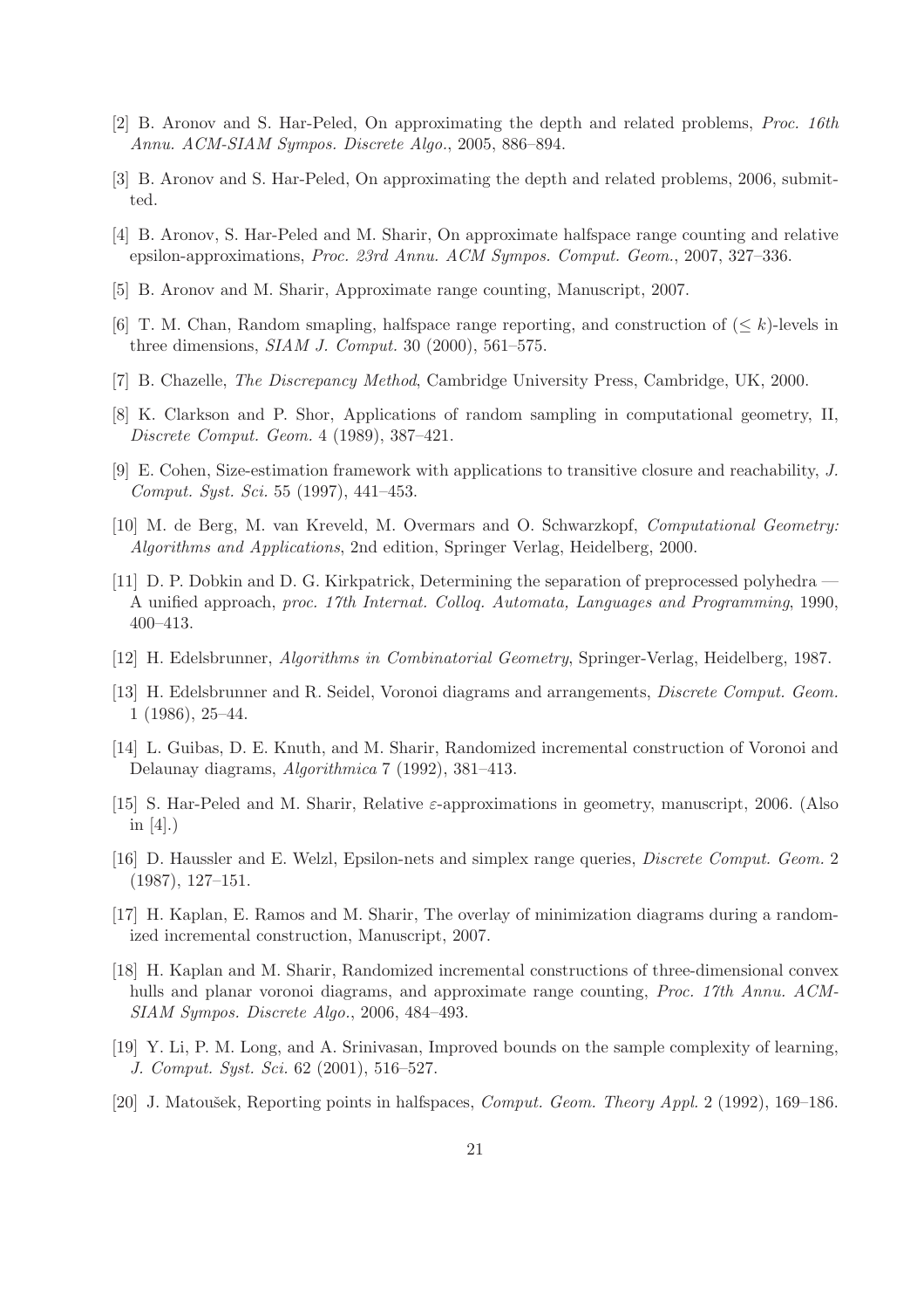[2] B. Aronov and S. Har-Peled, On approximating the depth and related problems, *Proc. 16th Annu. ACM-SIAM Sympos. Discrete Algo.*, 2005, 886–894.

[3] B. Aronov and S. Har-Peled, On approximating the depth and related problems, 2006, submitted.

[4] B. Aronov, S. Har-Peled and M. Sharir, On approximate halfspace range counting and relative epsilon-approximations, *Proc. 23rd Annu. ACM Sympos. Comput. Geom.*, 2007, 327–336.

[5] B. Aronov and M. Sharir, Approximate range counting, Manuscript, 2007.

[6] T. M. Chan, Random smapling, halfspace range reporting, and construction of $(\leq k)$-levels in three dimensions, *SIAM J. Comput.* 30 (2000), 561–575.

[7] B. Chazelle, *The Discrepancy Method*, Cambridge University Press, Cambridge, UK, 2000.

[8] K. Clarkson and P. Shor, Applications of random sampling in computational geometry, II, *Discrete Comput. Geom.* 4 (1989), 387–421.

[9] E. Cohen, Size-estimation framework with applications to transitive closure and reachability, *J. Comput. Syst. Sci.* 55 (1997), 441–453.

[10] M. de Berg, M. van Kreveld, M. Overmars and O. Schwarzkopf, *Computational Geometry: Algorithms and Applications*, 2nd edition, Springer Verlag, Heidelberg, 2000.

[11] D. P. Dobkin and D. G. Kirkpatrick, Determining the separation of preprocessed polyhedra — A unified approach, *proc. 17th Internat. Colloq. Automata, Languages and Programming*, 1990, 400–413.

[12] H. Edelsbrunner, *Algorithms in Combinatorial Geometry*, Springer-Verlag, Heidelberg, 1987.

[13] H. Edelsbrunner and R. Seidel, Voronoi diagrams and arrangements, *Discrete Comput. Geom.* 1 (1986), 25–44.

[14] L. Guibas, D. E. Knuth, and M. Sharir, Randomized incremental construction of Voronoi and Delaunay diagrams, *Algorithmica* 7 (1992), 381–413.

[15] S. Har-Peled and M. Sharir, Relative $\varepsilon$-approximations in geometry, manuscript, 2006. (Also in [4].)

[16] D. Haussler and E. Welzl, Epsilon-nets and simplex range queries, *Discrete Comput. Geom.* 2 (1987), 127–151.

[17] H. Kaplan, E. Ramos and M. Sharir, The overlay of minimization diagrams during a randomized incremental construction, Manuscript, 2007.

[18] H. Kaplan and M. Sharir, Randomized incremental constructions of three-dimensional convex hulls and planar voronoi diagrams, and approximate range counting, *Proc. 17th Annu. ACM-SIAM Sympos. Discrete Algo.*, 2006, 484–493.

[19] Y. Li, P. M. Long, and A. Srinivasan, Improved bounds on the sample complexity of learning, *J. Comput. Syst. Sci.* 62 (2001), 516–527.

[20] J. Matoušek, Reporting points in halfspaces, *Comput. Geom. Theory Appl.* 2 (1992), 169–186.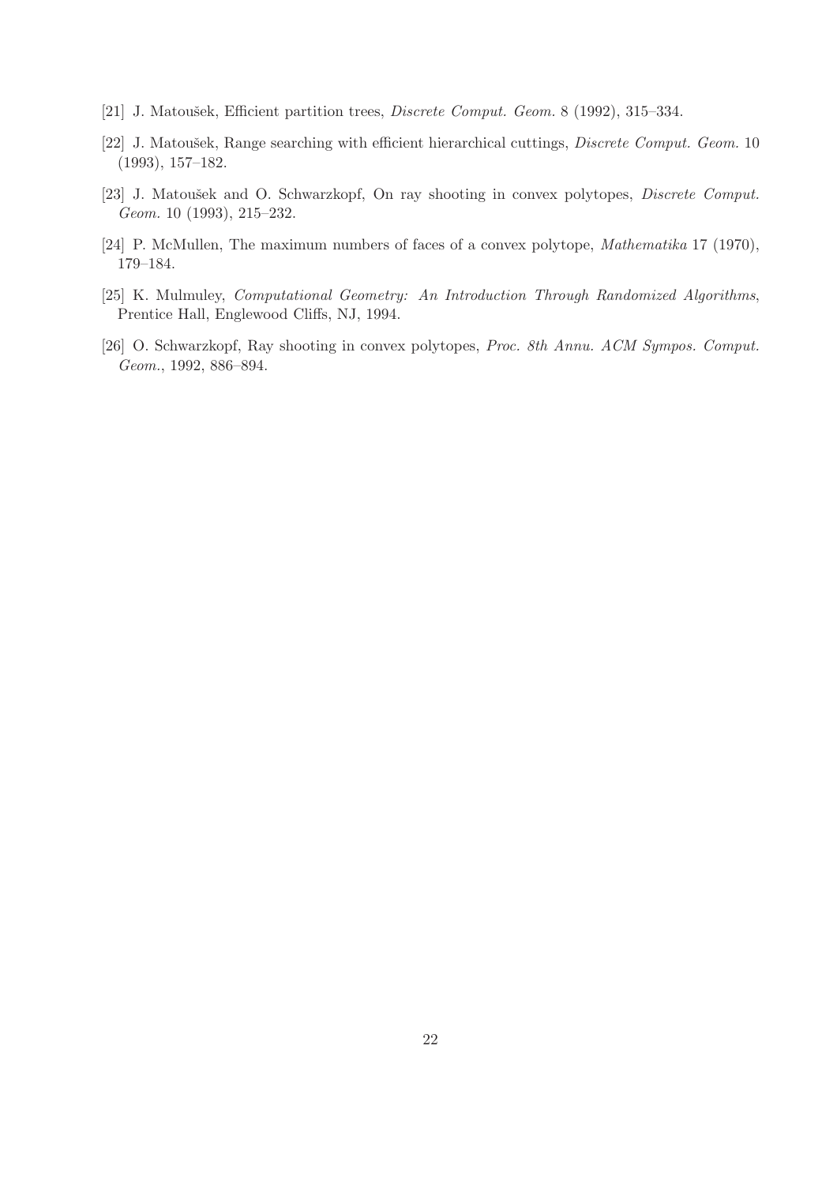[21] J. Matoušek, Efficient partition trees, *Discrete Comput. Geom.* 8 (1992), 315–334.

[22] J. Matoušek, Range searching with efficient hierarchical cuttings, *Discrete Comput. Geom.* 10 (1993), 157–182.

[23] J. Matoušek and O. Schwarzkopf, On ray shooting in convex polytopes, *Discrete Comput. Geom.* 10 (1993), 215–232.

[24] P. McMullen, The maximum numbers of faces of a convex polytope, *Mathematika* 17 (1970), 179–184.

[25] K. Mulmuley, *Computational Geometry: An Introduction Through Randomized Algorithms*, Prentice Hall, Englewood Cliffs, NJ, 1994.

[26] O. Schwarzkopf, Ray shooting in convex polytopes, *Proc. 8th Annu. ACM Sympos. Comput. Geom.*, 1992, 886–894.